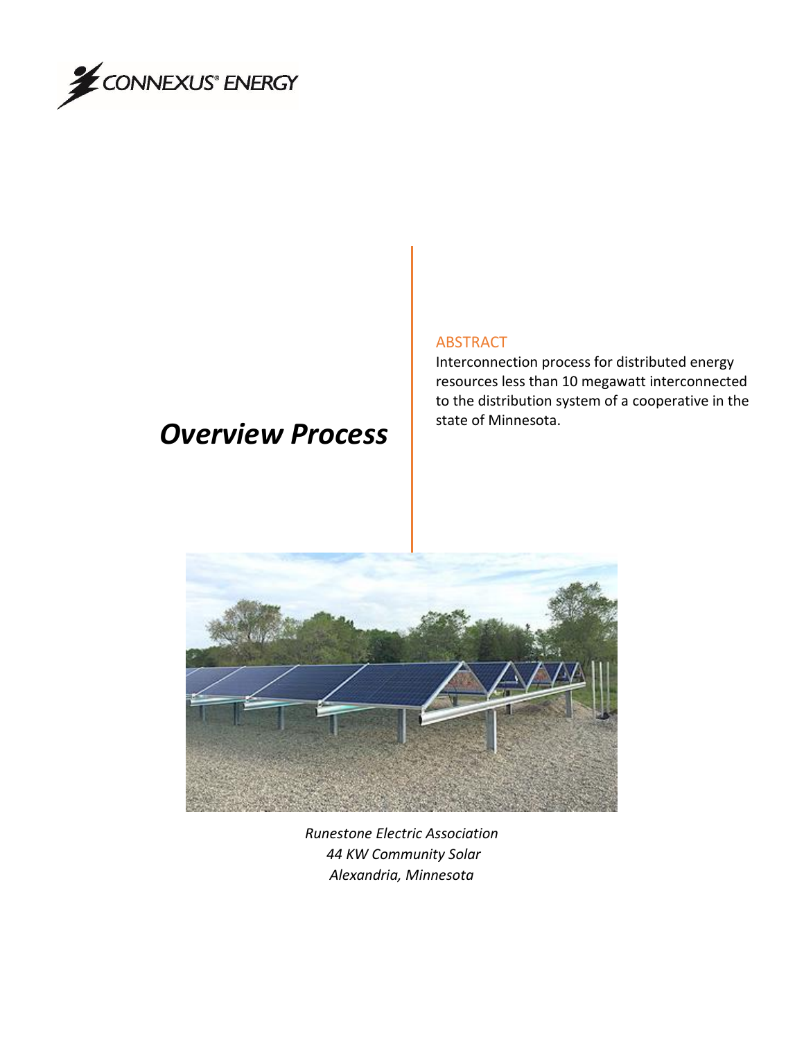CONNEXUS® ENERGY

# *Overview Process*

ABSTRACT

Interconnection process for distributed energy resources less than 10 megawatt interconnected to the distribution system of a cooperative in the state of Minnesota.

*Runestone Electric Association*
*44 KW Community Solar*
*Alexandria, Minnesota*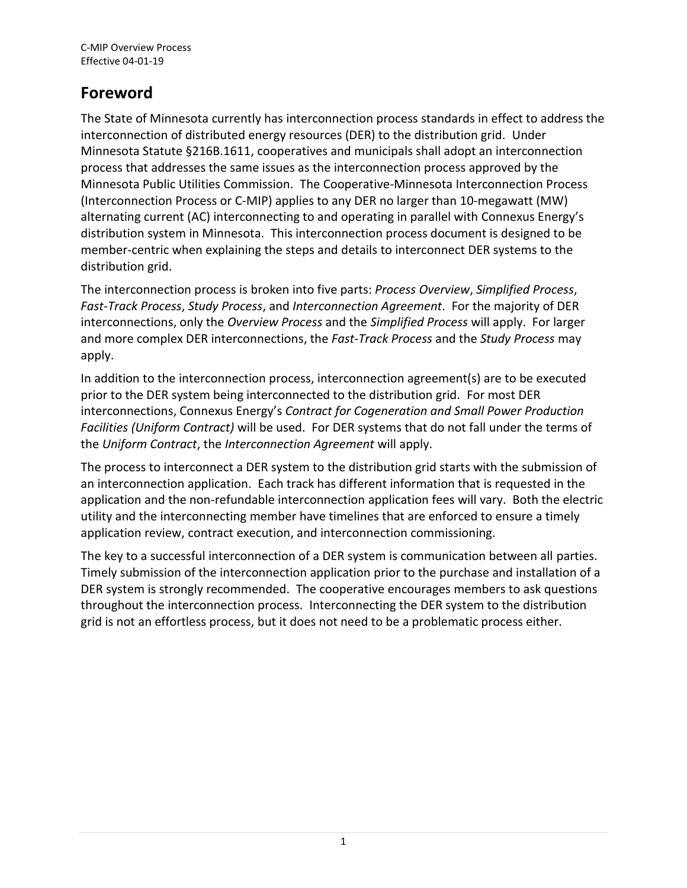# Foreword

The State of Minnesota currently has interconnection process standards in effect to address the interconnection of distributed energy resources (DER) to the distribution grid. Under Minnesota Statute §216B.1611, cooperatives and municipals shall adopt an interconnection process that addresses the same issues as the interconnection process approved by the Minnesota Public Utilities Commission. The Cooperative-Minnesota Interconnection Process (Interconnection Process or C-MIP) applies to any DER no larger than 10-megawatt (MW) alternating current (AC) interconnecting to and operating in parallel with Connexus Energy's distribution system in Minnesota. This interconnection process document is designed to be member-centric when explaining the steps and details to interconnect DER systems to the distribution grid.

The interconnection process is broken into five parts: *Process Overview*, *Simplified Process*, *Fast-Track Process*, *Study Process*, and *Interconnection Agreement*. For the majority of DER interconnections, only the *Overview Process* and the *Simplified Process* will apply. For larger and more complex DER interconnections, the *Fast-Track Process* and the *Study Process* may apply.

In addition to the interconnection process, interconnection agreement(s) are to be executed prior to the DER system being interconnected to the distribution grid. For most DER interconnections, Connexus Energy's *Contract for Cogeneration and Small Power Production Facilities (Uniform Contract)* will be used. For DER systems that do not fall under the terms of the *Uniform Contract*, the *Interconnection Agreement* will apply.

The process to interconnect a DER system to the distribution grid starts with the submission of an interconnection application. Each track has different information that is requested in the application and the non-refundable interconnection application fees will vary. Both the electric utility and the interconnecting member have timelines that are enforced to ensure a timely application review, contract execution, and interconnection commissioning.

The key to a successful interconnection of a DER system is communication between all parties. Timely submission of the interconnection application prior to the purchase and installation of a DER system is strongly recommended. The cooperative encourages members to ask questions throughout the interconnection process. Interconnecting the DER system to the distribution grid is not an effortless process, but it does not need to be a problematic process either.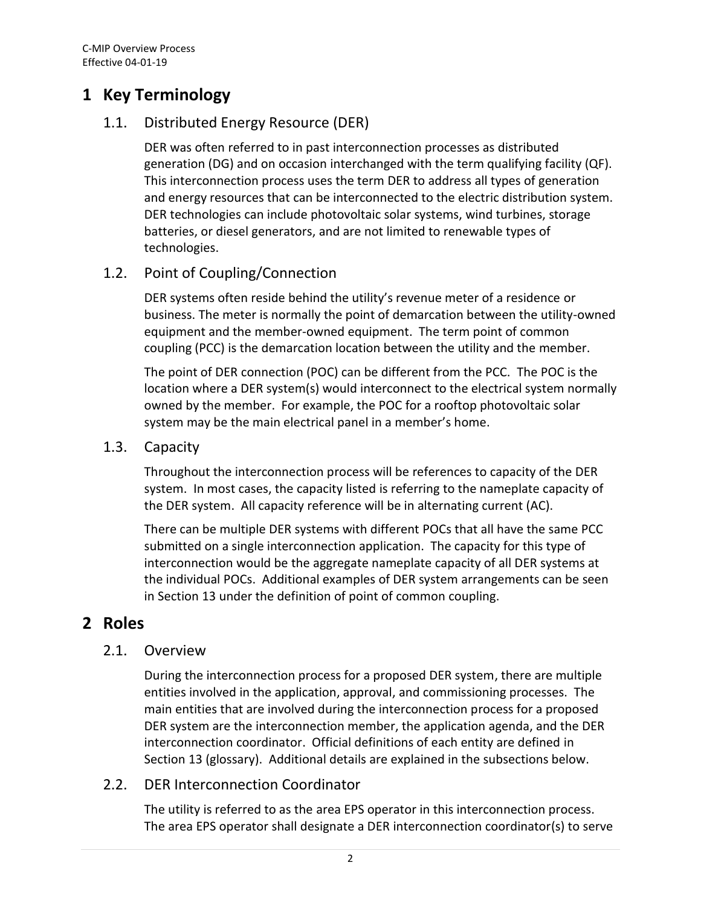# 1 Key Terminology

## 1.1. Distributed Energy Resource (DER)

DER was often referred to in past interconnection processes as distributed generation (DG) and on occasion interchanged with the term qualifying facility (QF). This interconnection process uses the term DER to address all types of generation and energy resources that can be interconnected to the electric distribution system. DER technologies can include photovoltaic solar systems, wind turbines, storage batteries, or diesel generators, and are not limited to renewable types of technologies.

## 1.2. Point of Coupling/Connection

DER systems often reside behind the utility's revenue meter of a residence or business. The meter is normally the point of demarcation between the utility-owned equipment and the member-owned equipment. The term point of common coupling (PCC) is the demarcation location between the utility and the member.

The point of DER connection (POC) can be different from the PCC. The POC is the location where a DER system(s) would interconnect to the electrical system normally owned by the member. For example, the POC for a rooftop photovoltaic solar system may be the main electrical panel in a member's home.

## 1.3. Capacity

Throughout the interconnection process will be references to capacity of the DER system. In most cases, the capacity listed is referring to the nameplate capacity of the DER system. All capacity reference will be in alternating current (AC).

There can be multiple DER systems with different POCs that all have the same PCC submitted on a single interconnection application. The capacity for this type of interconnection would be the aggregate nameplate capacity of all DER systems at the individual POCs. Additional examples of DER system arrangements can be seen in Section 13 under the definition of point of common coupling.

# 2 Roles

## 2.1. Overview

During the interconnection process for a proposed DER system, there are multiple entities involved in the application, approval, and commissioning processes. The main entities that are involved during the interconnection process for a proposed DER system are the interconnection member, the application agenda, and the DER interconnection coordinator. Official definitions of each entity are defined in Section 13 (glossary). Additional details are explained in the subsections below.

## 2.2. DER Interconnection Coordinator

The utility is referred to as the area EPS operator in this interconnection process. The area EPS operator shall designate a DER interconnection coordinator(s) to serve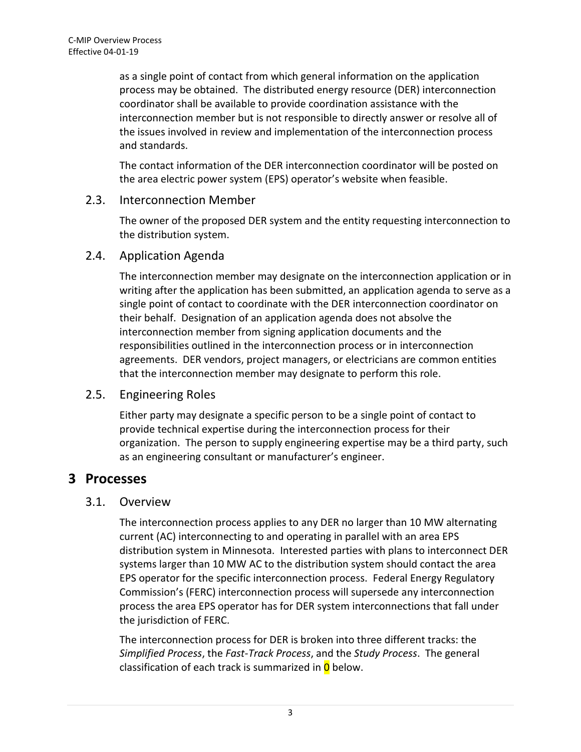as a single point of contact from which general information on the application process may be obtained. The distributed energy resource (DER) interconnection coordinator shall be available to provide coordination assistance with the interconnection member but is not responsible to directly answer or resolve all of the issues involved in review and implementation of the interconnection process and standards.

The contact information of the DER interconnection coordinator will be posted on the area electric power system (EPS) operator's website when feasible.

### 2.3. Interconnection Member

The owner of the proposed DER system and the entity requesting interconnection to the distribution system.

### 2.4. Application Agenda

The interconnection member may designate on the interconnection application or in writing after the application has been submitted, an application agenda to serve as a single point of contact to coordinate with the DER interconnection coordinator on their behalf. Designation of an application agenda does not absolve the interconnection member from signing application documents and the responsibilities outlined in the interconnection process or in interconnection agreements. DER vendors, project managers, or electricians are common entities that the interconnection member may designate to perform this role.

### 2.5. Engineering Roles

Either party may designate a specific person to be a single point of contact to provide technical expertise during the interconnection process for their organization. The person to supply engineering expertise may be a third party, such as an engineering consultant or manufacturer's engineer.

## 3 Processes

### 3.1. Overview

The interconnection process applies to any DER no larger than 10 MW alternating current (AC) interconnecting to and operating in parallel with an area EPS distribution system in Minnesota. Interested parties with plans to interconnect DER systems larger than 10 MW AC to the distribution system should contact the area EPS operator for the specific interconnection process. Federal Energy Regulatory Commission's (FERC) interconnection process will supersede any interconnection process the area EPS operator has for DER system interconnections that fall under the jurisdiction of FERC.

The interconnection process for DER is broken into three different tracks: the *Simplified Process*, the *Fast-Track Process*, and the *Study Process*. The general classification of each track is summarized in 0 below.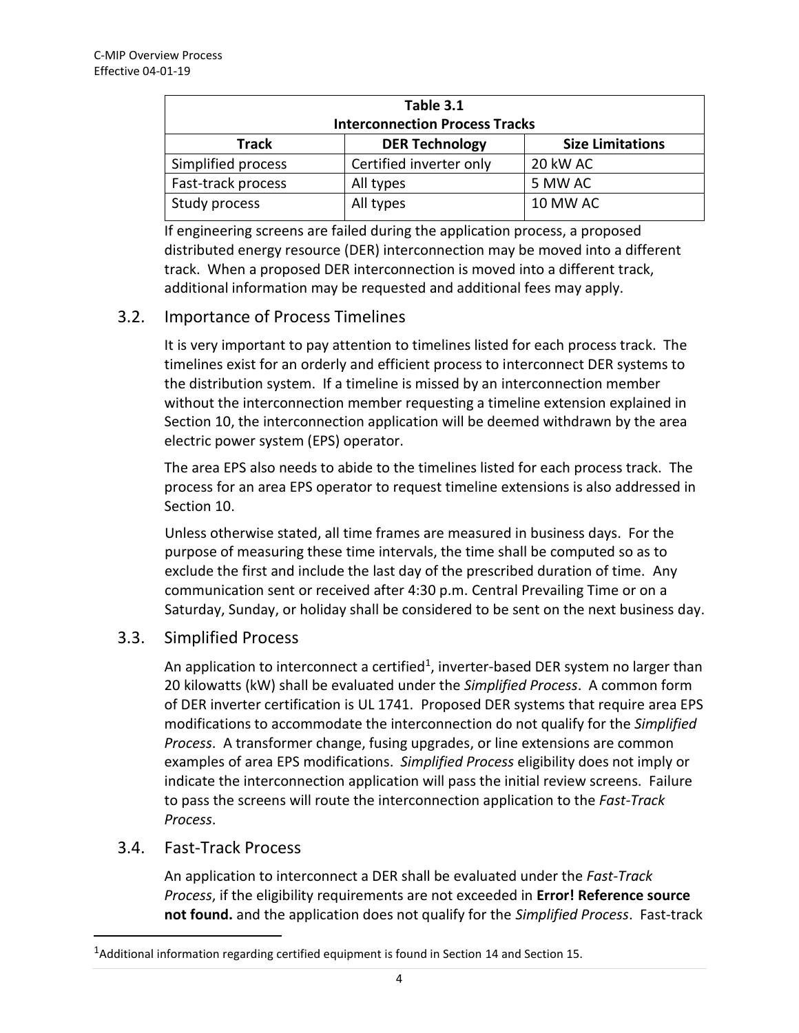| Table 3.1 Interconnection Process Tracks | | |
|---|---|---|
| **Track** | **DER Technology** | **Size Limitations** |
| Simplified process | Certified inverter only | 20 kW AC |
| Fast-track process | All types | 5 MW AC |
| Study process | All types | 10 MW AC |

If engineering screens are failed during the application process, a proposed distributed energy resource (DER) interconnection may be moved into a different track. When a proposed DER interconnection is moved into a different track, additional information may be requested and additional fees may apply.

## 3.2. Importance of Process Timelines

It is very important to pay attention to timelines listed for each process track. The timelines exist for an orderly and efficient process to interconnect DER systems to the distribution system. If a timeline is missed by an interconnection member without the interconnection member requesting a timeline extension explained in Section 10, the interconnection application will be deemed withdrawn by the area electric power system (EPS) operator.

The area EPS also needs to abide to the timelines listed for each process track. The process for an area EPS operator to request timeline extensions is also addressed in Section 10.

Unless otherwise stated, all time frames are measured in business days. For the purpose of measuring these time intervals, the time shall be computed so as to exclude the first and include the last day of the prescribed duration of time. Any communication sent or received after 4:30 p.m. Central Prevailing Time or on a Saturday, Sunday, or holiday shall be considered to be sent on the next business day.

## 3.3. Simplified Process

An application to interconnect a certified[1], inverter-based DER system no larger than 20 kilowatts (kW) shall be evaluated under the *Simplified Process*. A common form of DER inverter certification is UL 1741. Proposed DER systems that require area EPS modifications to accommodate the interconnection do not qualify for the *Simplified Process*. A transformer change, fusing upgrades, or line extensions are common examples of area EPS modifications. *Simplified Process* eligibility does not imply or indicate the interconnection application will pass the initial review screens. Failure to pass the screens will route the interconnection application to the *Fast-Track Process*.

## 3.4. Fast-Track Process

An application to interconnect a DER shall be evaluated under the *Fast-Track Process*, if the eligibility requirements are not exceeded in **Error! Reference source not found.** and the application does not qualify for the *Simplified Process*. Fast-track

[1]Additional information regarding certified equipment is found in Section 14 and Section 15.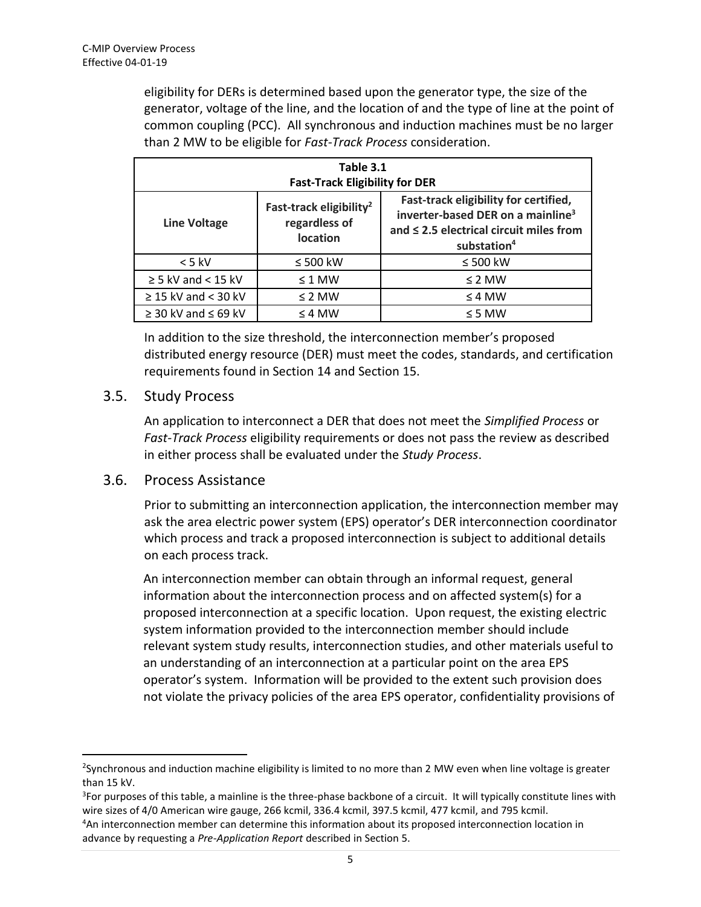eligibility for DERs is determined based upon the generator type, the size of the generator, voltage of the line, and the location of and the type of line at the point of common coupling (PCC). All synchronous and induction machines must be no larger than 2 MW to be eligible for *Fast-Track Process* consideration.

| Table 3.1 Fast-Track Eligibility for DER | | |
|---|---|---|
| **Line Voltage** | **Fast-track eligibility[2] regardless of location** | **Fast-track eligibility for certified, inverter-based DER on a mainline[3] and ≤ 2.5 electrical circuit miles from substation[4]** |
| < 5 kV | ≤ 500 kW | ≤ 500 kW |
| ≥ 5 kV and < 15 kV | ≤ 1 MW | ≤ 2 MW |
| ≥ 15 kV and < 30 kV | ≤ 2 MW | ≤ 4 MW |
| ≥ 30 kV and ≤ 69 kV | ≤ 4 MW | ≤ 5 MW |

In addition to the size threshold, the interconnection member's proposed distributed energy resource (DER) must meet the codes, standards, and certification requirements found in Section 14 and Section 15.

## 3.5. Study Process

An application to interconnect a DER that does not meet the *Simplified Process* or *Fast-Track Process* eligibility requirements or does not pass the review as described in either process shall be evaluated under the *Study Process*.

## 3.6. Process Assistance

Prior to submitting an interconnection application, the interconnection member may ask the area electric power system (EPS) operator's DER interconnection coordinator which process and track a proposed interconnection is subject to additional details on each process track.

An interconnection member can obtain through an informal request, general information about the interconnection process and on affected system(s) for a proposed interconnection at a specific location. Upon request, the existing electric system information provided to the interconnection member should include relevant system study results, interconnection studies, and other materials useful to an understanding of an interconnection at a particular point on the area EPS operator's system. Information will be provided to the extent such provision does not violate the privacy policies of the area EPS operator, confidentiality provisions of

---

[2]Synchronous and induction machine eligibility is limited to no more than 2 MW even when line voltage is greater than 15 kV.

[3]For purposes of this table, a mainline is the three-phase backbone of a circuit. It will typically constitute lines with wire sizes of 4/0 American wire gauge, 266 kcmil, 336.4 kcmil, 397.5 kcmil, 477 kcmil, and 795 kcmil.

[4]An interconnection member can determine this information about its proposed interconnection location in advance by requesting a *Pre-Application Report* described in Section 5.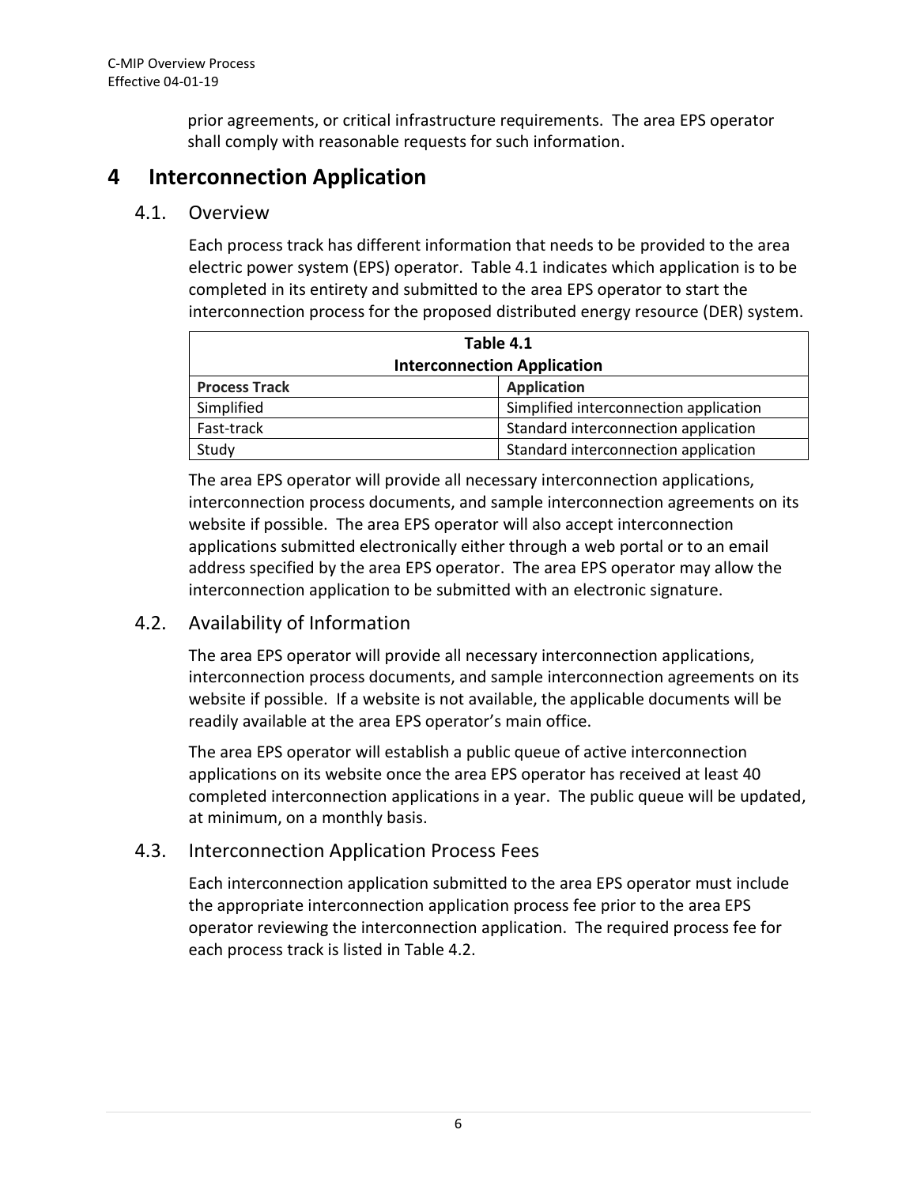prior agreements, or critical infrastructure requirements. The area EPS operator shall comply with reasonable requests for such information.

# 4 Interconnection Application

## 4.1. Overview

Each process track has different information that needs to be provided to the area electric power system (EPS) operator. Table 4.1 indicates which application is to be completed in its entirety and submitted to the area EPS operator to start the interconnection process for the proposed distributed energy resource (DER) system.

**Table 4.1**
**Interconnection Application**

| Process Track | Application |
| --- | --- |
| Simplified | Simplified interconnection application |
| Fast-track | Standard interconnection application |
| Study | Standard interconnection application |

The area EPS operator will provide all necessary interconnection applications, interconnection process documents, and sample interconnection agreements on its website if possible. The area EPS operator will also accept interconnection applications submitted electronically either through a web portal or to an email address specified by the area EPS operator. The area EPS operator may allow the interconnection application to be submitted with an electronic signature.

## 4.2. Availability of Information

The area EPS operator will provide all necessary interconnection applications, interconnection process documents, and sample interconnection agreements on its website if possible. If a website is not available, the applicable documents will be readily available at the area EPS operator's main office.

The area EPS operator will establish a public queue of active interconnection applications on its website once the area EPS operator has received at least 40 completed interconnection applications in a year. The public queue will be updated, at minimum, on a monthly basis.

## 4.3. Interconnection Application Process Fees

Each interconnection application submitted to the area EPS operator must include the appropriate interconnection application process fee prior to the area EPS operator reviewing the interconnection application. The required process fee for each process track is listed in Table 4.2.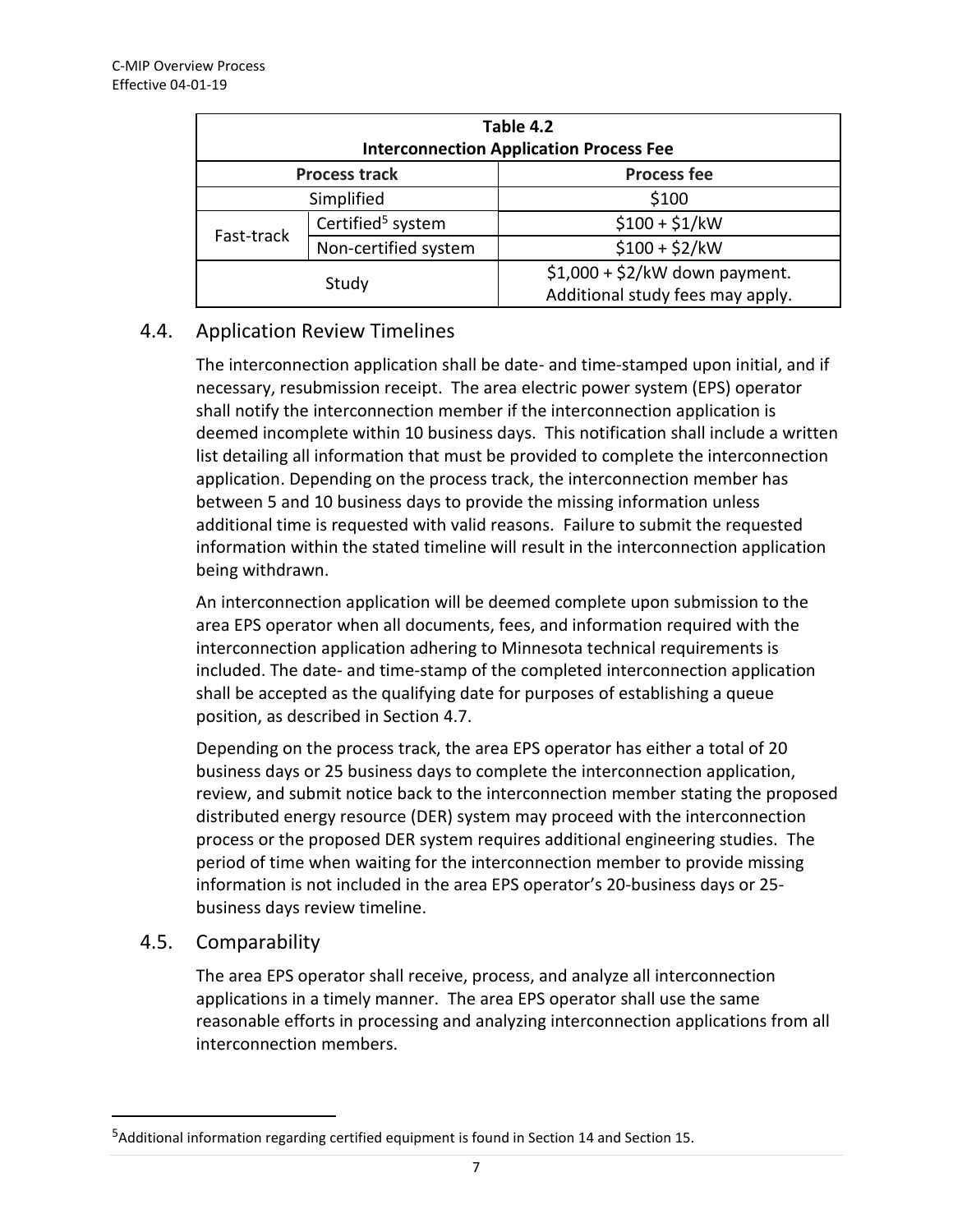| Table 4.2 Interconnection Application Process Fee | | |
|---|---|---|
| Process track | | Process fee |
| Simplified | | $100 |
| Fast-track | Certified[5] system | $100 + $1/kW |
| | Non-certified system | $100 + $2/kW |
| Study | | $1,000 + $2/kW down payment. Additional study fees may apply. |

## 4.4. Application Review Timelines

The interconnection application shall be date- and time-stamped upon initial, and if necessary, resubmission receipt. The area electric power system (EPS) operator shall notify the interconnection member if the interconnection application is deemed incomplete within 10 business days. This notification shall include a written list detailing all information that must be provided to complete the interconnection application. Depending on the process track, the interconnection member has between 5 and 10 business days to provide the missing information unless additional time is requested with valid reasons. Failure to submit the requested information within the stated timeline will result in the interconnection application being withdrawn.

An interconnection application will be deemed complete upon submission to the area EPS operator when all documents, fees, and information required with the interconnection application adhering to Minnesota technical requirements is included. The date- and time-stamp of the completed interconnection application shall be accepted as the qualifying date for purposes of establishing a queue position, as described in Section 4.7.

Depending on the process track, the area EPS operator has either a total of 20 business days or 25 business days to complete the interconnection application, review, and submit notice back to the interconnection member stating the proposed distributed energy resource (DER) system may proceed with the interconnection process or the proposed DER system requires additional engineering studies. The period of time when waiting for the interconnection member to provide missing information is not included in the area EPS operator's 20-business days or 25-business days review timeline.

## 4.5. Comparability

The area EPS operator shall receive, process, and analyze all interconnection applications in a timely manner. The area EPS operator shall use the same reasonable efforts in processing and analyzing interconnection applications from all interconnection members.

[5] Additional information regarding certified equipment is found in Section 14 and Section 15.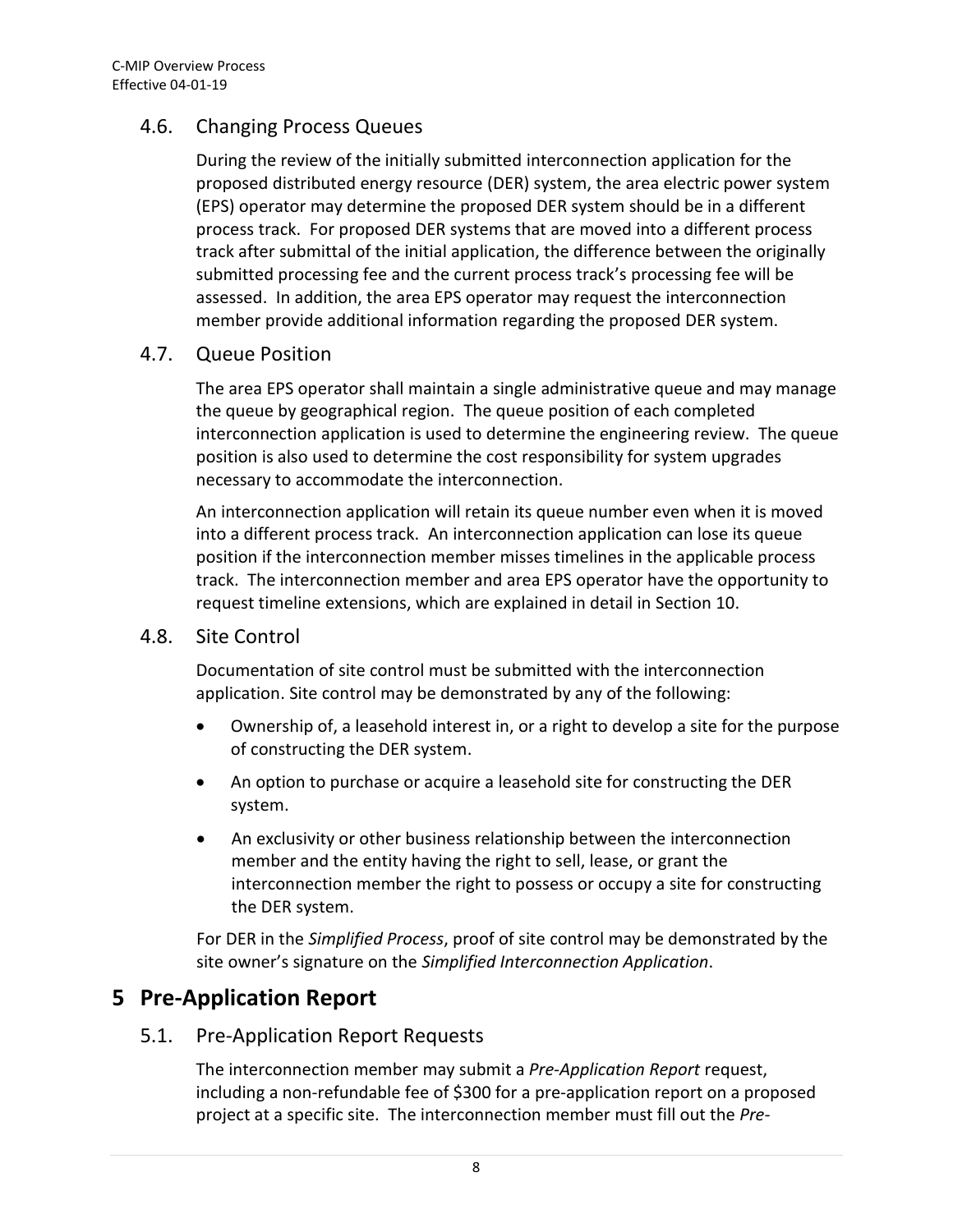### 4.6. Changing Process Queues

During the review of the initially submitted interconnection application for the proposed distributed energy resource (DER) system, the area electric power system (EPS) operator may determine the proposed DER system should be in a different process track. For proposed DER systems that are moved into a different process track after submittal of the initial application, the difference between the originally submitted processing fee and the current process track's processing fee will be assessed. In addition, the area EPS operator may request the interconnection member provide additional information regarding the proposed DER system.

### 4.7. Queue Position

The area EPS operator shall maintain a single administrative queue and may manage the queue by geographical region. The queue position of each completed interconnection application is used to determine the engineering review. The queue position is also used to determine the cost responsibility for system upgrades necessary to accommodate the interconnection.

An interconnection application will retain its queue number even when it is moved into a different process track. An interconnection application can lose its queue position if the interconnection member misses timelines in the applicable process track. The interconnection member and area EPS operator have the opportunity to request timeline extensions, which are explained in detail in Section 10.

### 4.8. Site Control

Documentation of site control must be submitted with the interconnection application. Site control may be demonstrated by any of the following:

- Ownership of, a leasehold interest in, or a right to develop a site for the purpose of constructing the DER system.
- An option to purchase or acquire a leasehold site for constructing the DER system.
- An exclusivity or other business relationship between the interconnection member and the entity having the right to sell, lease, or grant the interconnection member the right to possess or occupy a site for constructing the DER system.

For DER in the *Simplified Process*, proof of site control may be demonstrated by the site owner's signature on the *Simplified Interconnection Application*.

## 5 Pre-Application Report

### 5.1. Pre-Application Report Requests

The interconnection member may submit a *Pre-Application Report* request, including a non-refundable fee of $300 for a pre-application report on a proposed project at a specific site. The interconnection member must fill out the *Pre-*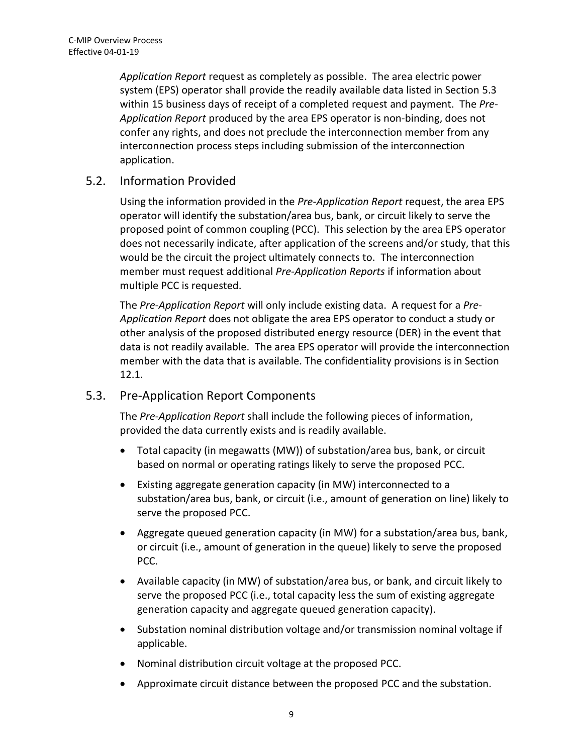*Application Report* request as completely as possible. The area electric power system (EPS) operator shall provide the readily available data listed in Section 5.3 within 15 business days of receipt of a completed request and payment. The *Pre-Application Report* produced by the area EPS operator is non-binding, does not confer any rights, and does not preclude the interconnection member from any interconnection process steps including submission of the interconnection application.

## 5.2. Information Provided

Using the information provided in the *Pre-Application Report* request, the area EPS operator will identify the substation/area bus, bank, or circuit likely to serve the proposed point of common coupling (PCC). This selection by the area EPS operator does not necessarily indicate, after application of the screens and/or study, that this would be the circuit the project ultimately connects to. The interconnection member must request additional *Pre-Application Reports* if information about multiple PCC is requested.

The *Pre-Application Report* will only include existing data. A request for a *Pre-Application Report* does not obligate the area EPS operator to conduct a study or other analysis of the proposed distributed energy resource (DER) in the event that data is not readily available. The area EPS operator will provide the interconnection member with the data that is available. The confidentiality provisions is in Section 12.1.

## 5.3. Pre-Application Report Components

The *Pre-Application Report* shall include the following pieces of information, provided the data currently exists and is readily available.

- Total capacity (in megawatts (MW)) of substation/area bus, bank, or circuit based on normal or operating ratings likely to serve the proposed PCC.
- Existing aggregate generation capacity (in MW) interconnected to a substation/area bus, bank, or circuit (i.e., amount of generation on line) likely to serve the proposed PCC.
- Aggregate queued generation capacity (in MW) for a substation/area bus, bank, or circuit (i.e., amount of generation in the queue) likely to serve the proposed PCC.
- Available capacity (in MW) of substation/area bus, or bank, and circuit likely to serve the proposed PCC (i.e., total capacity less the sum of existing aggregate generation capacity and aggregate queued generation capacity).
- Substation nominal distribution voltage and/or transmission nominal voltage if applicable.
- Nominal distribution circuit voltage at the proposed PCC.
- Approximate circuit distance between the proposed PCC and the substation.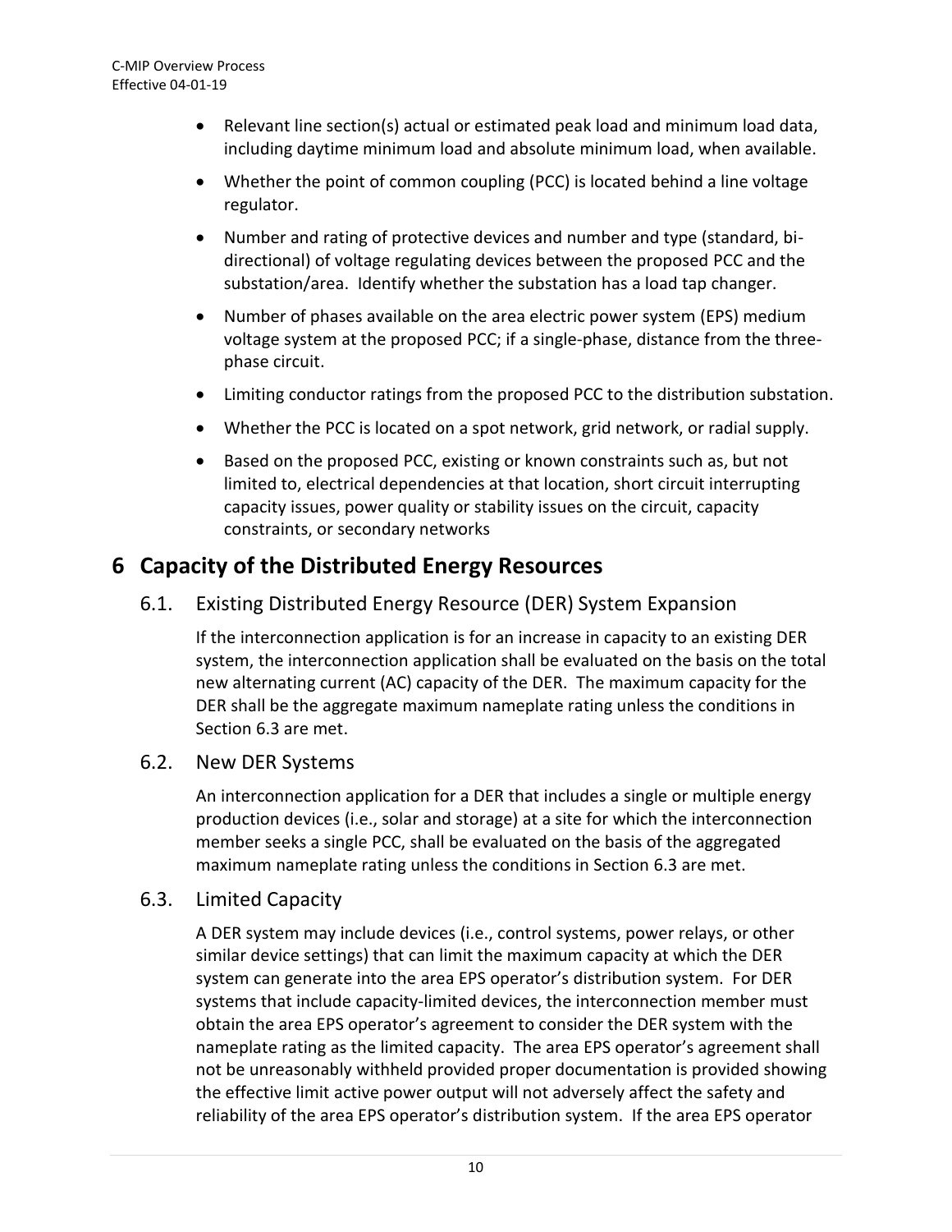- Relevant line section(s) actual or estimated peak load and minimum load data, including daytime minimum load and absolute minimum load, when available.
- Whether the point of common coupling (PCC) is located behind a line voltage regulator.
- Number and rating of protective devices and number and type (standard, bi-directional) of voltage regulating devices between the proposed PCC and the substation/area. Identify whether the substation has a load tap changer.
- Number of phases available on the area electric power system (EPS) medium voltage system at the proposed PCC; if a single-phase, distance from the three-phase circuit.
- Limiting conductor ratings from the proposed PCC to the distribution substation.
- Whether the PCC is located on a spot network, grid network, or radial supply.
- Based on the proposed PCC, existing or known constraints such as, but not limited to, electrical dependencies at that location, short circuit interrupting capacity issues, power quality or stability issues on the circuit, capacity constraints, or secondary networks

# 6 Capacity of the Distributed Energy Resources

## 6.1. Existing Distributed Energy Resource (DER) System Expansion

If the interconnection application is for an increase in capacity to an existing DER system, the interconnection application shall be evaluated on the basis on the total new alternating current (AC) capacity of the DER. The maximum capacity for the DER shall be the aggregate maximum nameplate rating unless the conditions in Section 6.3 are met.

## 6.2. New DER Systems

An interconnection application for a DER that includes a single or multiple energy production devices (i.e., solar and storage) at a site for which the interconnection member seeks a single PCC, shall be evaluated on the basis of the aggregated maximum nameplate rating unless the conditions in Section 6.3 are met.

## 6.3. Limited Capacity

A DER system may include devices (i.e., control systems, power relays, or other similar device settings) that can limit the maximum capacity at which the DER system can generate into the area EPS operator's distribution system. For DER systems that include capacity-limited devices, the interconnection member must obtain the area EPS operator's agreement to consider the DER system with the nameplate rating as the limited capacity. The area EPS operator's agreement shall not be unreasonably withheld provided proper documentation is provided showing the effective limit active power output will not adversely affect the safety and reliability of the area EPS operator's distribution system. If the area EPS operator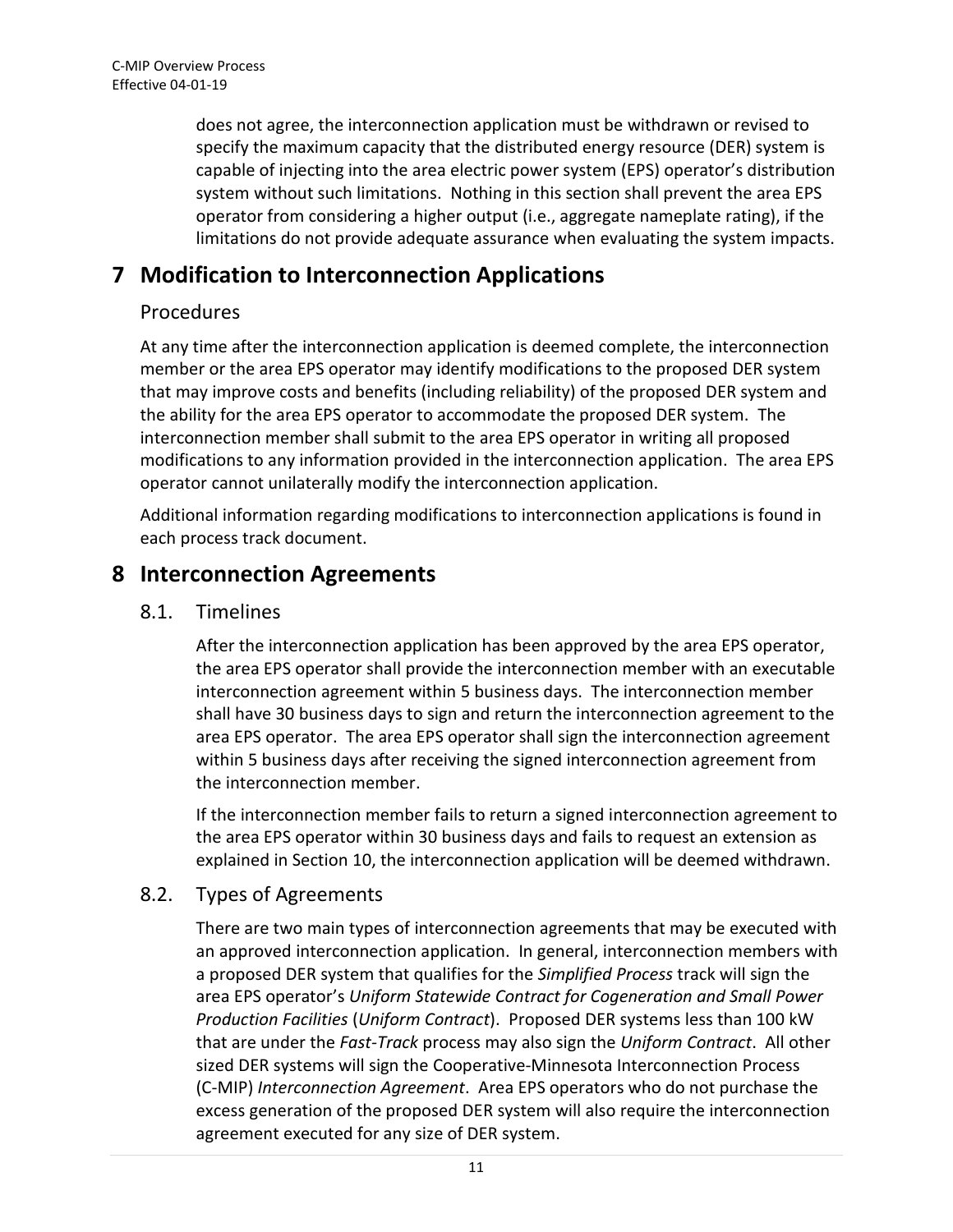does not agree, the interconnection application must be withdrawn or revised to specify the maximum capacity that the distributed energy resource (DER) system is capable of injecting into the area electric power system (EPS) operator's distribution system without such limitations. Nothing in this section shall prevent the area EPS operator from considering a higher output (i.e., aggregate nameplate rating), if the limitations do not provide adequate assurance when evaluating the system impacts.

# 7 Modification to Interconnection Applications

## Procedures

At any time after the interconnection application is deemed complete, the interconnection member or the area EPS operator may identify modifications to the proposed DER system that may improve costs and benefits (including reliability) of the proposed DER system and the ability for the area EPS operator to accommodate the proposed DER system. The interconnection member shall submit to the area EPS operator in writing all proposed modifications to any information provided in the interconnection application. The area EPS operator cannot unilaterally modify the interconnection application.

Additional information regarding modifications to interconnection applications is found in each process track document.

# 8 Interconnection Agreements

## 8.1. Timelines

After the interconnection application has been approved by the area EPS operator, the area EPS operator shall provide the interconnection member with an executable interconnection agreement within 5 business days. The interconnection member shall have 30 business days to sign and return the interconnection agreement to the area EPS operator. The area EPS operator shall sign the interconnection agreement within 5 business days after receiving the signed interconnection agreement from the interconnection member.

If the interconnection member fails to return a signed interconnection agreement to the area EPS operator within 30 business days and fails to request an extension as explained in Section 10, the interconnection application will be deemed withdrawn.

## 8.2. Types of Agreements

There are two main types of interconnection agreements that may be executed with an approved interconnection application. In general, interconnection members with a proposed DER system that qualifies for the *Simplified Process* track will sign the area EPS operator's *Uniform Statewide Contract for Cogeneration and Small Power Production Facilities* (*Uniform Contract*). Proposed DER systems less than 100 kW that are under the *Fast-Track* process may also sign the *Uniform Contract*. All other sized DER systems will sign the Cooperative-Minnesota Interconnection Process (C-MIP) *Interconnection Agreement*. Area EPS operators who do not purchase the excess generation of the proposed DER system will also require the interconnection agreement executed for any size of DER system.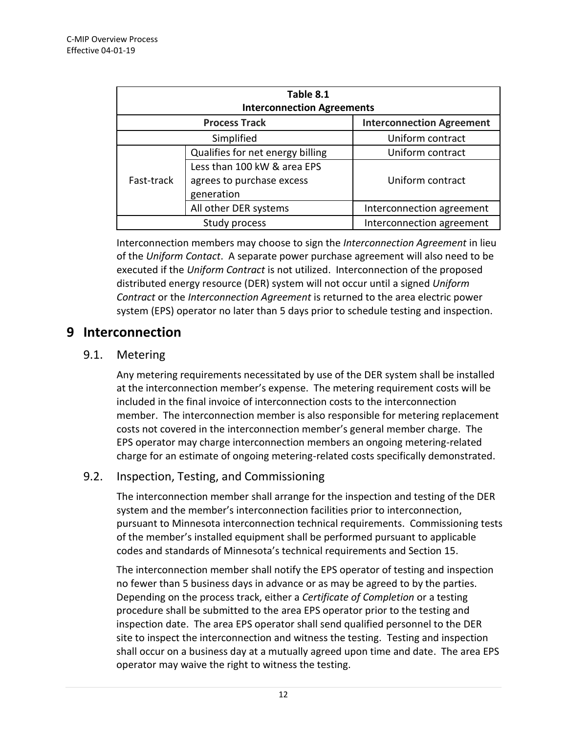| Table 8.1 Interconnection Agreements | | |
| --- | --- | --- |
| **Process Track** | | **Interconnection Agreement** |
| Simplified | | Uniform contract |
| Fast-track | Qualifies for net energy billing | Uniform contract |
| | Less than 100 kW & area EPS agrees to purchase excess generation | Uniform contract |
| | All other DER systems | Interconnection agreement |
| Study process | | Interconnection agreement |

Interconnection members may choose to sign the *Interconnection Agreement* in lieu of the *Uniform Contact*. A separate power purchase agreement will also need to be executed if the *Uniform Contract* is not utilized. Interconnection of the proposed distributed energy resource (DER) system will not occur until a signed *Uniform Contract* or the *Interconnection Agreement* is returned to the area electric power system (EPS) operator no later than 5 days prior to schedule testing and inspection.

# 9 Interconnection

## 9.1. Metering

Any metering requirements necessitated by use of the DER system shall be installed at the interconnection member's expense. The metering requirement costs will be included in the final invoice of interconnection costs to the interconnection member. The interconnection member is also responsible for metering replacement costs not covered in the interconnection member's general member charge. The EPS operator may charge interconnection members an ongoing metering-related charge for an estimate of ongoing metering-related costs specifically demonstrated.

## 9.2. Inspection, Testing, and Commissioning

The interconnection member shall arrange for the inspection and testing of the DER system and the member's interconnection facilities prior to interconnection, pursuant to Minnesota interconnection technical requirements. Commissioning tests of the member's installed equipment shall be performed pursuant to applicable codes and standards of Minnesota's technical requirements and Section 15.

The interconnection member shall notify the EPS operator of testing and inspection no fewer than 5 business days in advance or as may be agreed to by the parties. Depending on the process track, either a *Certificate of Completion* or a testing procedure shall be submitted to the area EPS operator prior to the testing and inspection date. The area EPS operator shall send qualified personnel to the DER site to inspect the interconnection and witness the testing. Testing and inspection shall occur on a business day at a mutually agreed upon time and date. The area EPS operator may waive the right to witness the testing.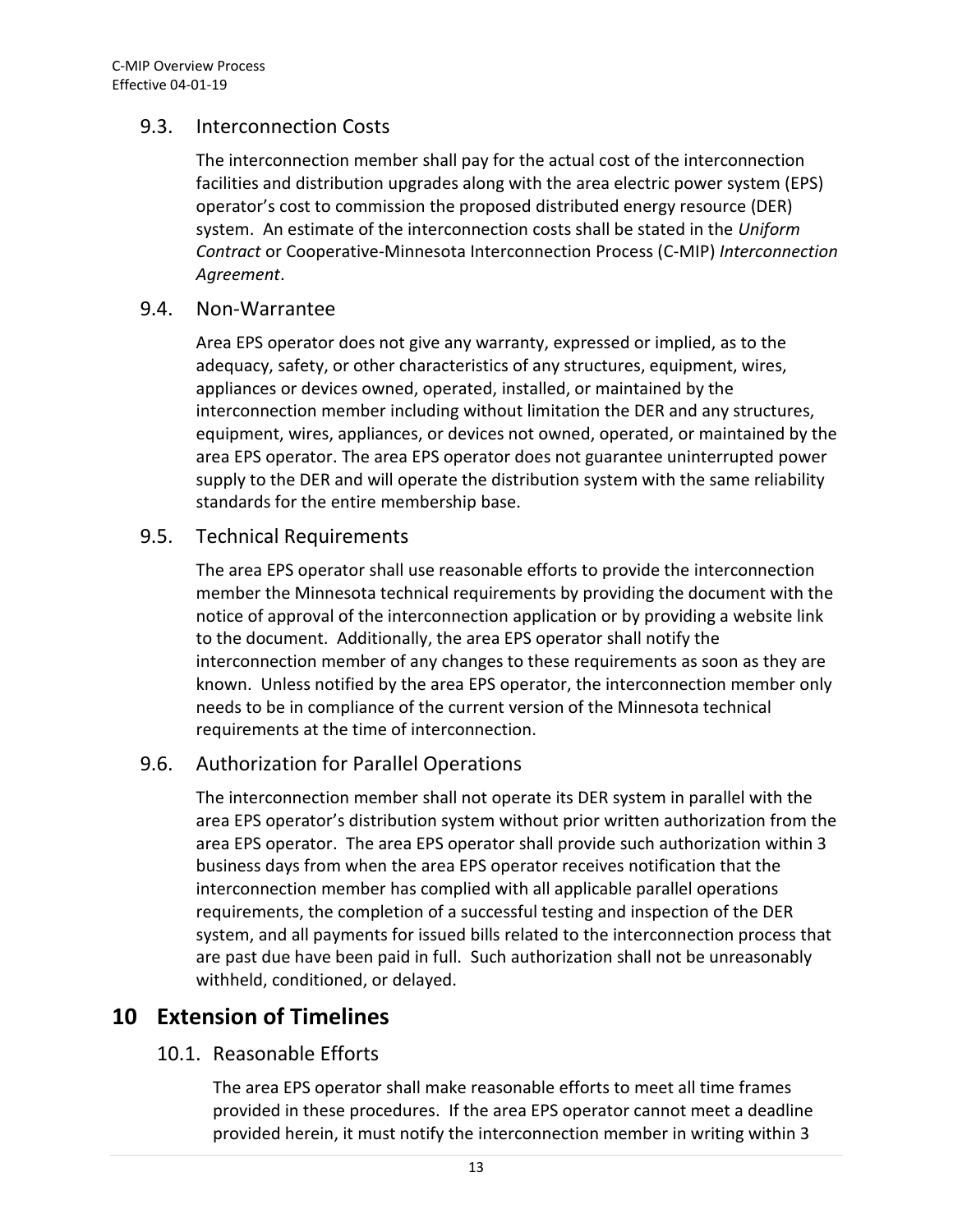### 9.3. Interconnection Costs

The interconnection member shall pay for the actual cost of the interconnection facilities and distribution upgrades along with the area electric power system (EPS) operator's cost to commission the proposed distributed energy resource (DER) system. An estimate of the interconnection costs shall be stated in the *Uniform Contract* or Cooperative-Minnesota Interconnection Process (C-MIP) *Interconnection Agreement*.

### 9.4. Non-Warrantee

Area EPS operator does not give any warranty, expressed or implied, as to the adequacy, safety, or other characteristics of any structures, equipment, wires, appliances or devices owned, operated, installed, or maintained by the interconnection member including without limitation the DER and any structures, equipment, wires, appliances, or devices not owned, operated, or maintained by the area EPS operator. The area EPS operator does not guarantee uninterrupted power supply to the DER and will operate the distribution system with the same reliability standards for the entire membership base.

### 9.5. Technical Requirements

The area EPS operator shall use reasonable efforts to provide the interconnection member the Minnesota technical requirements by providing the document with the notice of approval of the interconnection application or by providing a website link to the document. Additionally, the area EPS operator shall notify the interconnection member of any changes to these requirements as soon as they are known. Unless notified by the area EPS operator, the interconnection member only needs to be in compliance of the current version of the Minnesota technical requirements at the time of interconnection.

### 9.6. Authorization for Parallel Operations

The interconnection member shall not operate its DER system in parallel with the area EPS operator's distribution system without prior written authorization from the area EPS operator. The area EPS operator shall provide such authorization within 3 business days from when the area EPS operator receives notification that the interconnection member has complied with all applicable parallel operations requirements, the completion of a successful testing and inspection of the DER system, and all payments for issued bills related to the interconnection process that are past due have been paid in full. Such authorization shall not be unreasonably withheld, conditioned, or delayed.

## 10 Extension of Timelines

### 10.1. Reasonable Efforts

The area EPS operator shall make reasonable efforts to meet all time frames provided in these procedures. If the area EPS operator cannot meet a deadline provided herein, it must notify the interconnection member in writing within 3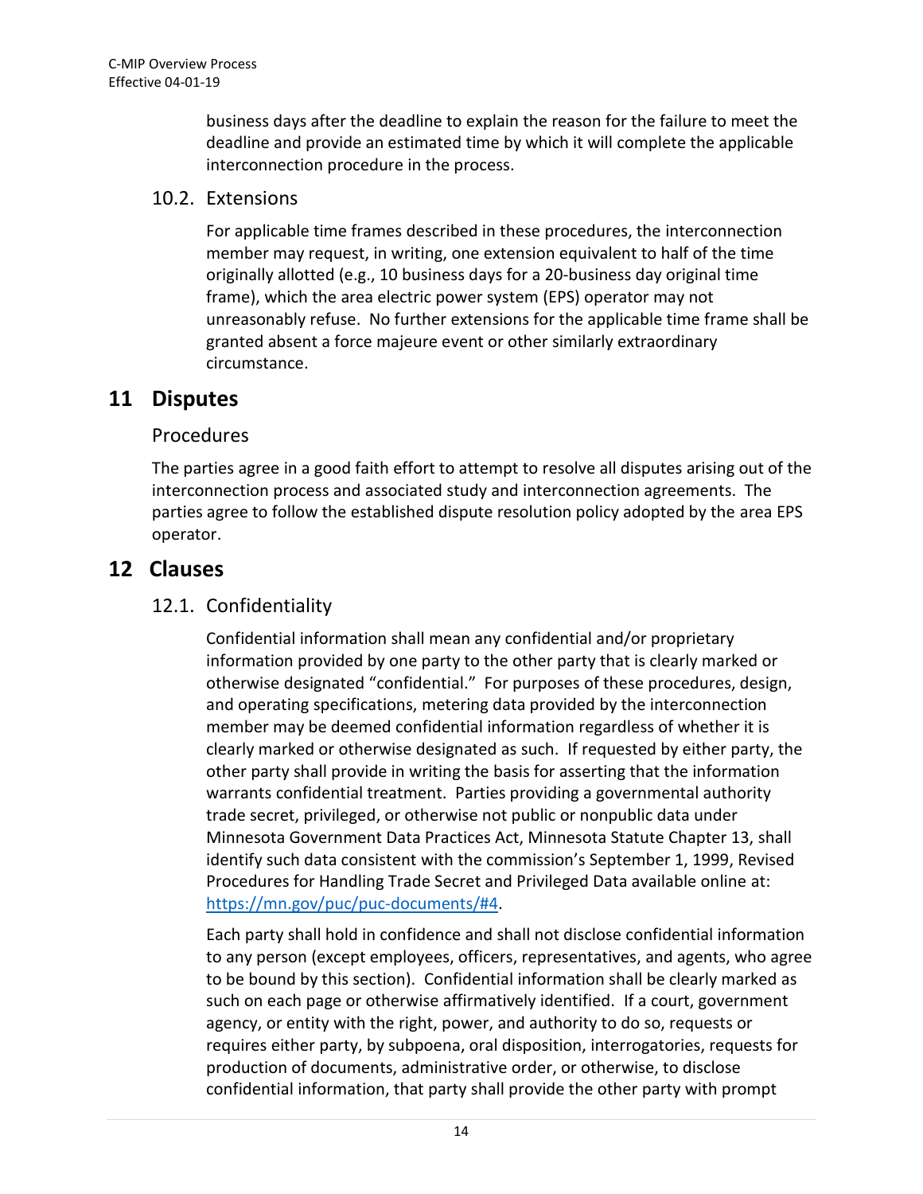business days after the deadline to explain the reason for the failure to meet the deadline and provide an estimated time by which it will complete the applicable interconnection procedure in the process.

### 10.2. Extensions

For applicable time frames described in these procedures, the interconnection member may request, in writing, one extension equivalent to half of the time originally allotted (e.g., 10 business days for a 20-business day original time frame), which the area electric power system (EPS) operator may not unreasonably refuse. No further extensions for the applicable time frame shall be granted absent a force majeure event or other similarly extraordinary circumstance.

## 11 Disputes

### Procedures

The parties agree in a good faith effort to attempt to resolve all disputes arising out of the interconnection process and associated study and interconnection agreements. The parties agree to follow the established dispute resolution policy adopted by the area EPS operator.

## 12 Clauses

### 12.1. Confidentiality

Confidential information shall mean any confidential and/or proprietary information provided by one party to the other party that is clearly marked or otherwise designated "confidential." For purposes of these procedures, design, and operating specifications, metering data provided by the interconnection member may be deemed confidential information regardless of whether it is clearly marked or otherwise designated as such. If requested by either party, the other party shall provide in writing the basis for asserting that the information warrants confidential treatment. Parties providing a governmental authority trade secret, privileged, or otherwise not public or nonpublic data under Minnesota Government Data Practices Act, Minnesota Statute Chapter 13, shall identify such data consistent with the commission's September 1, 1999, Revised Procedures for Handling Trade Secret and Privileged Data available online at: https://mn.gov/puc/puc-documents/#4.

Each party shall hold in confidence and shall not disclose confidential information to any person (except employees, officers, representatives, and agents, who agree to be bound by this section). Confidential information shall be clearly marked as such on each page or otherwise affirmatively identified. If a court, government agency, or entity with the right, power, and authority to do so, requests or requires either party, by subpoena, oral disposition, interrogatories, requests for production of documents, administrative order, or otherwise, to disclose confidential information, that party shall provide the other party with prompt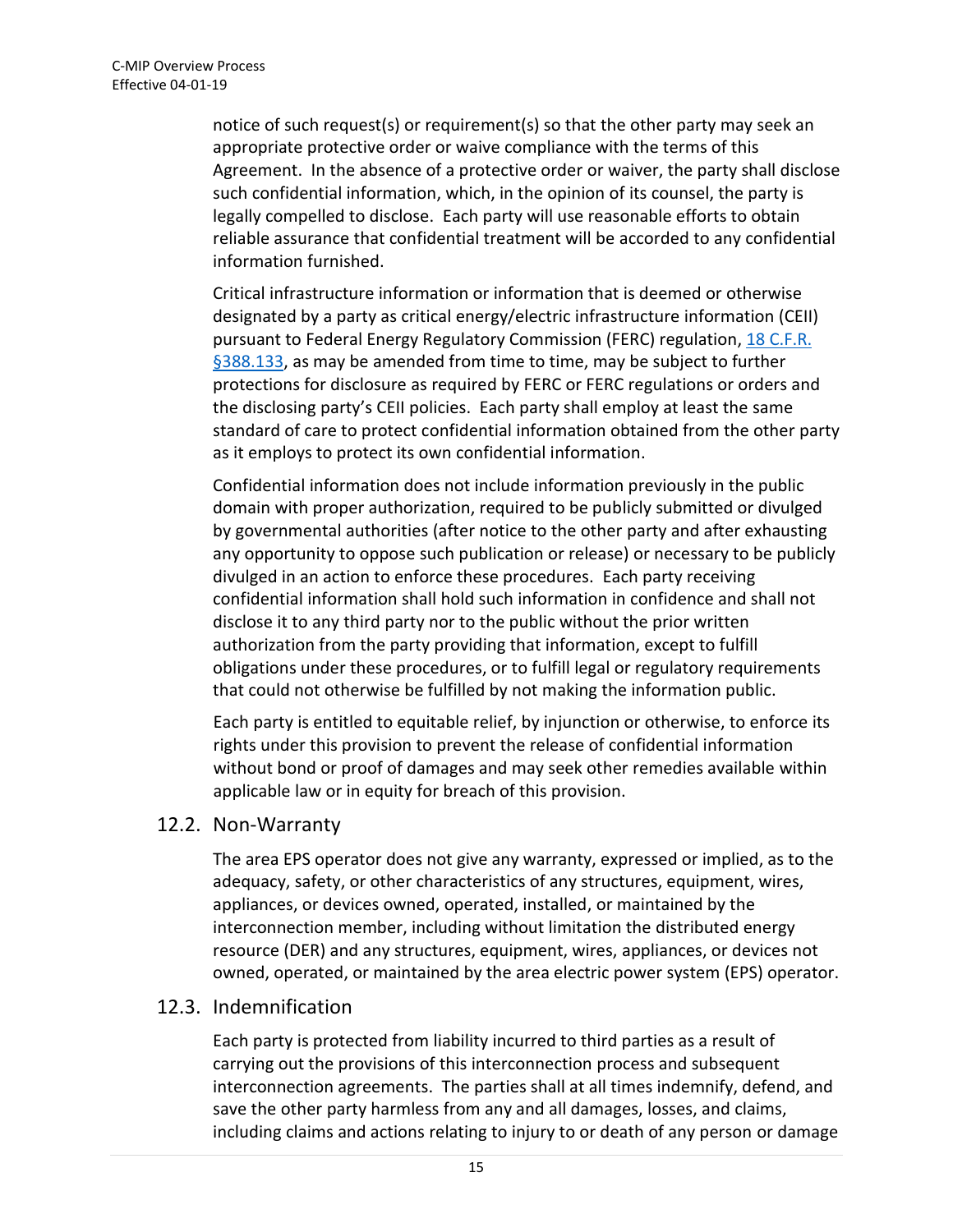notice of such request(s) or requirement(s) so that the other party may seek an appropriate protective order or waive compliance with the terms of this Agreement. In the absence of a protective order or waiver, the party shall disclose such confidential information, which, in the opinion of its counsel, the party is legally compelled to disclose. Each party will use reasonable efforts to obtain reliable assurance that confidential treatment will be accorded to any confidential information furnished.

Critical infrastructure information or information that is deemed or otherwise designated by a party as critical energy/electric infrastructure information (CEII) pursuant to Federal Energy Regulatory Commission (FERC) regulation, 18 C.F.R. §388.133, as may be amended from time to time, may be subject to further protections for disclosure as required by FERC or FERC regulations or orders and the disclosing party's CEII policies. Each party shall employ at least the same standard of care to protect confidential information obtained from the other party as it employs to protect its own confidential information.

Confidential information does not include information previously in the public domain with proper authorization, required to be publicly submitted or divulged by governmental authorities (after notice to the other party and after exhausting any opportunity to oppose such publication or release) or necessary to be publicly divulged in an action to enforce these procedures. Each party receiving confidential information shall hold such information in confidence and shall not disclose it to any third party nor to the public without the prior written authorization from the party providing that information, except to fulfill obligations under these procedures, or to fulfill legal or regulatory requirements that could not otherwise be fulfilled by not making the information public.

Each party is entitled to equitable relief, by injunction or otherwise, to enforce its rights under this provision to prevent the release of confidential information without bond or proof of damages and may seek other remedies available within applicable law or in equity for breach of this provision.

## 12.2. Non-Warranty

The area EPS operator does not give any warranty, expressed or implied, as to the adequacy, safety, or other characteristics of any structures, equipment, wires, appliances, or devices owned, operated, installed, or maintained by the interconnection member, including without limitation the distributed energy resource (DER) and any structures, equipment, wires, appliances, or devices not owned, operated, or maintained by the area electric power system (EPS) operator.

## 12.3. Indemnification

Each party is protected from liability incurred to third parties as a result of carrying out the provisions of this interconnection process and subsequent interconnection agreements. The parties shall at all times indemnify, defend, and save the other party harmless from any and all damages, losses, and claims, including claims and actions relating to injury to or death of any person or damage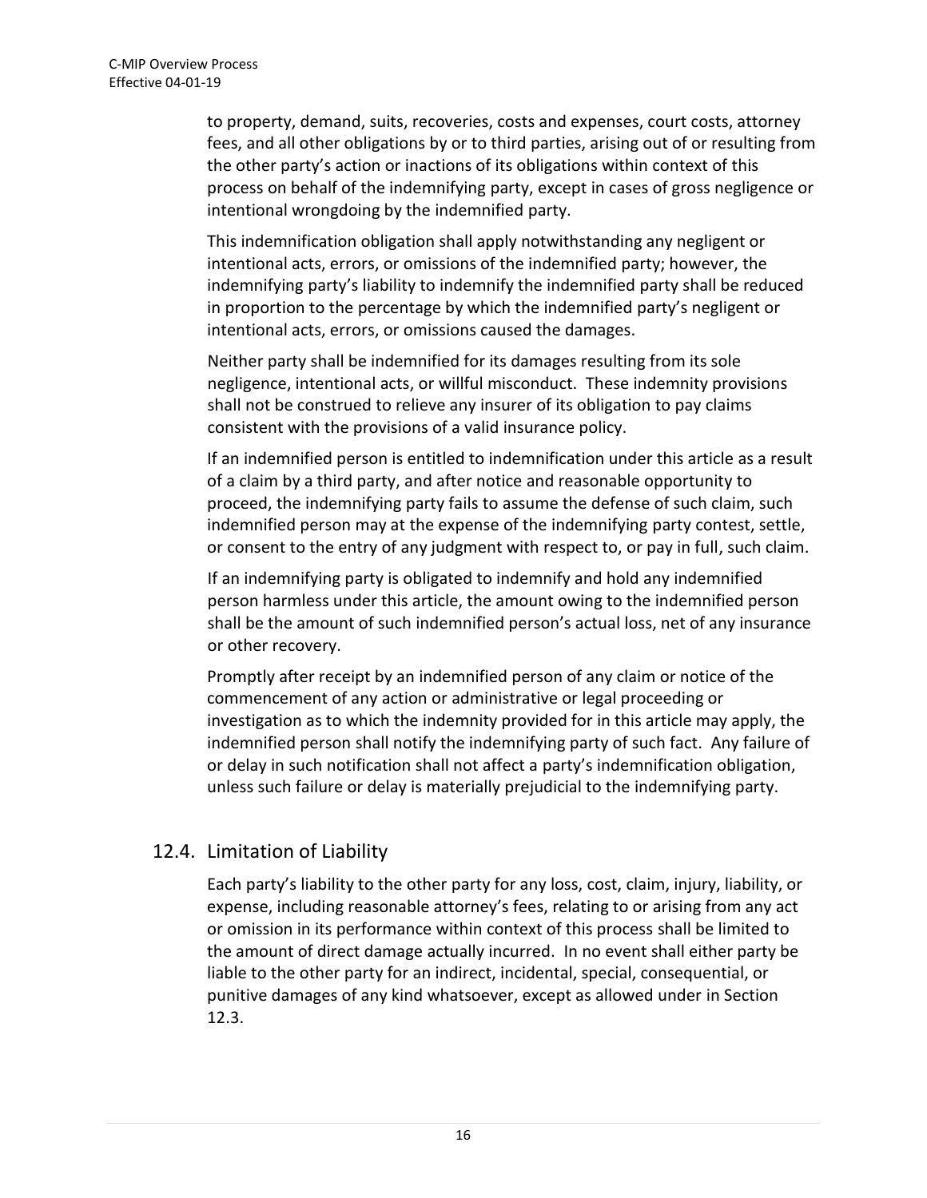to property, demand, suits, recoveries, costs and expenses, court costs, attorney fees, and all other obligations by or to third parties, arising out of or resulting from the other party's action or inactions of its obligations within context of this process on behalf of the indemnifying party, except in cases of gross negligence or intentional wrongdoing by the indemnified party.

This indemnification obligation shall apply notwithstanding any negligent or intentional acts, errors, or omissions of the indemnified party; however, the indemnifying party's liability to indemnify the indemnified party shall be reduced in proportion to the percentage by which the indemnified party's negligent or intentional acts, errors, or omissions caused the damages.

Neither party shall be indemnified for its damages resulting from its sole negligence, intentional acts, or willful misconduct. These indemnity provisions shall not be construed to relieve any insurer of its obligation to pay claims consistent with the provisions of a valid insurance policy.

If an indemnified person is entitled to indemnification under this article as a result of a claim by a third party, and after notice and reasonable opportunity to proceed, the indemnifying party fails to assume the defense of such claim, such indemnified person may at the expense of the indemnifying party contest, settle, or consent to the entry of any judgment with respect to, or pay in full, such claim.

If an indemnifying party is obligated to indemnify and hold any indemnified person harmless under this article, the amount owing to the indemnified person shall be the amount of such indemnified person's actual loss, net of any insurance or other recovery.

Promptly after receipt by an indemnified person of any claim or notice of the commencement of any action or administrative or legal proceeding or investigation as to which the indemnity provided for in this article may apply, the indemnified person shall notify the indemnifying party of such fact. Any failure of or delay in such notification shall not affect a party's indemnification obligation, unless such failure or delay is materially prejudicial to the indemnifying party.

## 12.4. Limitation of Liability

Each party's liability to the other party for any loss, cost, claim, injury, liability, or expense, including reasonable attorney's fees, relating to or arising from any act or omission in its performance within context of this process shall be limited to the amount of direct damage actually incurred. In no event shall either party be liable to the other party for an indirect, incidental, special, consequential, or punitive damages of any kind whatsoever, except as allowed under in Section 12.3.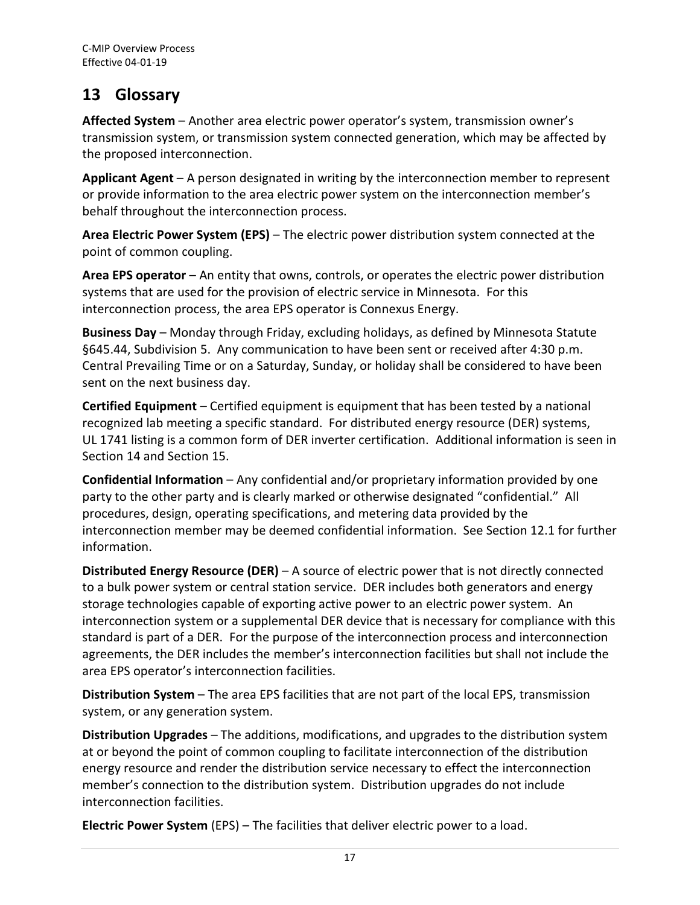# 13 Glossary

**Affected System** – Another area electric power operator's system, transmission owner's transmission system, or transmission system connected generation, which may be affected by the proposed interconnection.

**Applicant Agent** – A person designated in writing by the interconnection member to represent or provide information to the area electric power system on the interconnection member's behalf throughout the interconnection process.

**Area Electric Power System (EPS)** – The electric power distribution system connected at the point of common coupling.

**Area EPS operator** – An entity that owns, controls, or operates the electric power distribution systems that are used for the provision of electric service in Minnesota. For this interconnection process, the area EPS operator is Connexus Energy.

**Business Day** – Monday through Friday, excluding holidays, as defined by Minnesota Statute §645.44, Subdivision 5. Any communication to have been sent or received after 4:30 p.m. Central Prevailing Time or on a Saturday, Sunday, or holiday shall be considered to have been sent on the next business day.

**Certified Equipment** – Certified equipment is equipment that has been tested by a national recognized lab meeting a specific standard. For distributed energy resource (DER) systems, UL 1741 listing is a common form of DER inverter certification. Additional information is seen in Section 14 and Section 15.

**Confidential Information** – Any confidential and/or proprietary information provided by one party to the other party and is clearly marked or otherwise designated "confidential." All procedures, design, operating specifications, and metering data provided by the interconnection member may be deemed confidential information. See Section 12.1 for further information.

**Distributed Energy Resource (DER)** – A source of electric power that is not directly connected to a bulk power system or central station service. DER includes both generators and energy storage technologies capable of exporting active power to an electric power system. An interconnection system or a supplemental DER device that is necessary for compliance with this standard is part of a DER. For the purpose of the interconnection process and interconnection agreements, the DER includes the member's interconnection facilities but shall not include the area EPS operator's interconnection facilities.

**Distribution System** – The area EPS facilities that are not part of the local EPS, transmission system, or any generation system.

**Distribution Upgrades** – The additions, modifications, and upgrades to the distribution system at or beyond the point of common coupling to facilitate interconnection of the distribution energy resource and render the distribution service necessary to effect the interconnection member's connection to the distribution system. Distribution upgrades do not include interconnection facilities.

**Electric Power System** (EPS) – The facilities that deliver electric power to a load.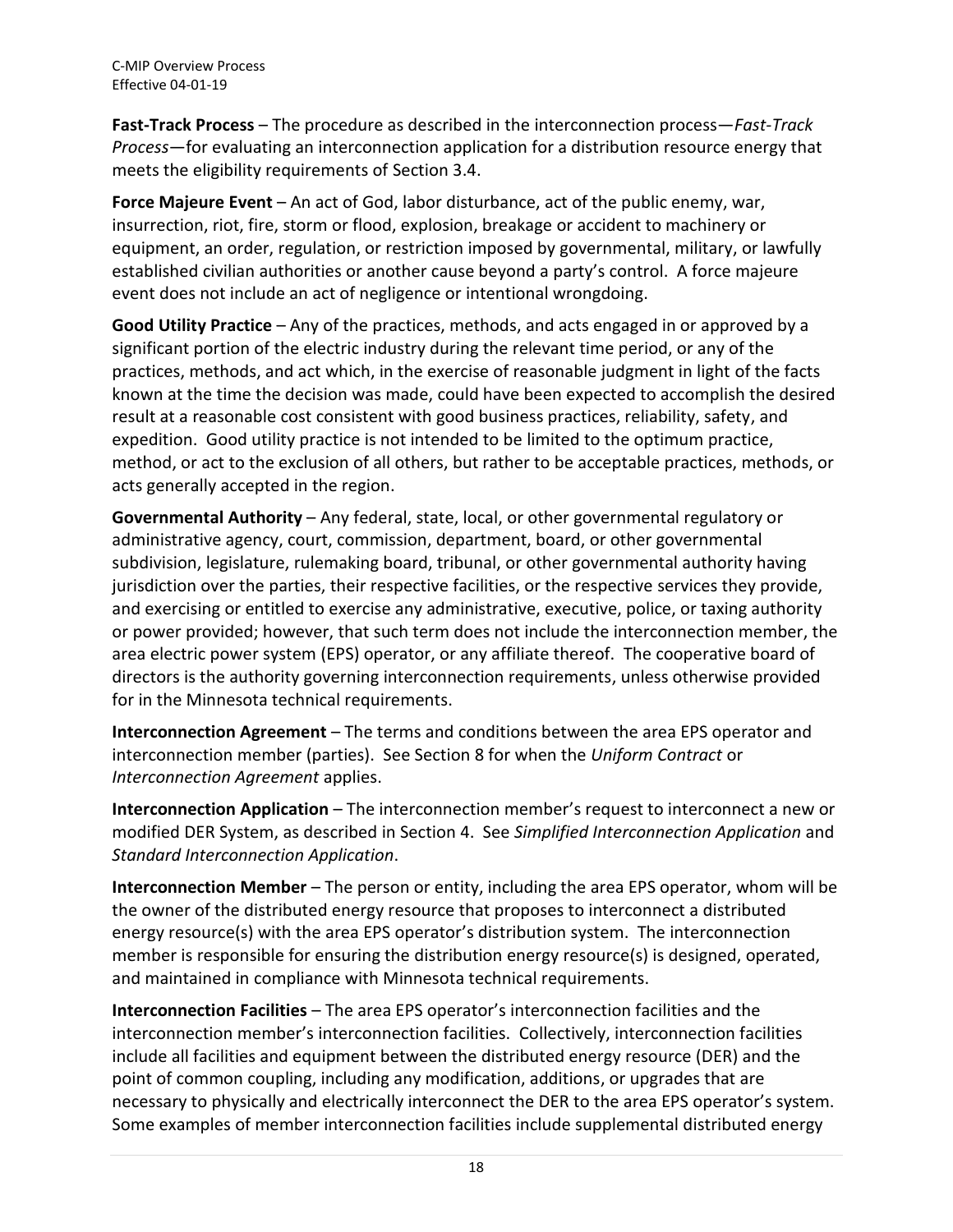**Fast-Track Process** – The procedure as described in the interconnection process—*Fast-Track Process*—for evaluating an interconnection application for a distribution resource energy that meets the eligibility requirements of Section 3.4.

**Force Majeure Event** – An act of God, labor disturbance, act of the public enemy, war, insurrection, riot, fire, storm or flood, explosion, breakage or accident to machinery or equipment, an order, regulation, or restriction imposed by governmental, military, or lawfully established civilian authorities or another cause beyond a party's control. A force majeure event does not include an act of negligence or intentional wrongdoing.

**Good Utility Practice** – Any of the practices, methods, and acts engaged in or approved by a significant portion of the electric industry during the relevant time period, or any of the practices, methods, and act which, in the exercise of reasonable judgment in light of the facts known at the time the decision was made, could have been expected to accomplish the desired result at a reasonable cost consistent with good business practices, reliability, safety, and expedition. Good utility practice is not intended to be limited to the optimum practice, method, or act to the exclusion of all others, but rather to be acceptable practices, methods, or acts generally accepted in the region.

**Governmental Authority** – Any federal, state, local, or other governmental regulatory or administrative agency, court, commission, department, board, or other governmental subdivision, legislature, rulemaking board, tribunal, or other governmental authority having jurisdiction over the parties, their respective facilities, or the respective services they provide, and exercising or entitled to exercise any administrative, executive, police, or taxing authority or power provided; however, that such term does not include the interconnection member, the area electric power system (EPS) operator, or any affiliate thereof. The cooperative board of directors is the authority governing interconnection requirements, unless otherwise provided for in the Minnesota technical requirements.

**Interconnection Agreement** – The terms and conditions between the area EPS operator and interconnection member (parties). See Section 8 for when the *Uniform Contract* or *Interconnection Agreement* applies.

**Interconnection Application** – The interconnection member's request to interconnect a new or modified DER System, as described in Section 4. See *Simplified Interconnection Application* and *Standard Interconnection Application*.

**Interconnection Member** – The person or entity, including the area EPS operator, whom will be the owner of the distributed energy resource that proposes to interconnect a distributed energy resource(s) with the area EPS operator's distribution system. The interconnection member is responsible for ensuring the distribution energy resource(s) is designed, operated, and maintained in compliance with Minnesota technical requirements.

**Interconnection Facilities** – The area EPS operator's interconnection facilities and the interconnection member's interconnection facilities. Collectively, interconnection facilities include all facilities and equipment between the distributed energy resource (DER) and the point of common coupling, including any modification, additions, or upgrades that are necessary to physically and electrically interconnect the DER to the area EPS operator's system. Some examples of member interconnection facilities include supplemental distributed energy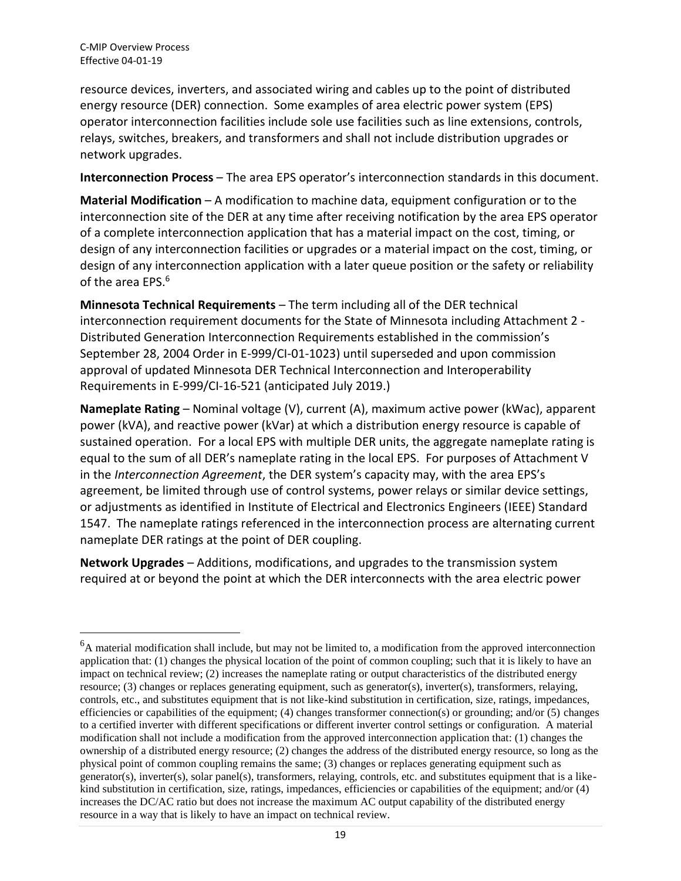resource devices, inverters, and associated wiring and cables up to the point of distributed energy resource (DER) connection. Some examples of area electric power system (EPS) operator interconnection facilities include sole use facilities such as line extensions, controls, relays, switches, breakers, and transformers and shall not include distribution upgrades or network upgrades.

**Interconnection Process** – The area EPS operator's interconnection standards in this document.

**Material Modification** – A modification to machine data, equipment configuration or to the interconnection site of the DER at any time after receiving notification by the area EPS operator of a complete interconnection application that has a material impact on the cost, timing, or design of any interconnection facilities or upgrades or a material impact on the cost, timing, or design of any interconnection application with a later queue position or the safety or reliability of the area EPS.[6]

**Minnesota Technical Requirements** – The term including all of the DER technical interconnection requirement documents for the State of Minnesota including Attachment 2 - Distributed Generation Interconnection Requirements established in the commission's September 28, 2004 Order in E-999/CI-01-1023) until superseded and upon commission approval of updated Minnesota DER Technical Interconnection and Interoperability Requirements in E-999/CI-16-521 (anticipated July 2019.)

**Nameplate Rating** – Nominal voltage (V), current (A), maximum active power (kWac), apparent power (kVA), and reactive power (kVar) at which a distribution energy resource is capable of sustained operation. For a local EPS with multiple DER units, the aggregate nameplate rating is equal to the sum of all DER's nameplate rating in the local EPS. For purposes of Attachment V in the *Interconnection Agreement*, the DER system's capacity may, with the area EPS's agreement, be limited through use of control systems, power relays or similar device settings, or adjustments as identified in Institute of Electrical and Electronics Engineers (IEEE) Standard 1547. The nameplate ratings referenced in the interconnection process are alternating current nameplate DER ratings at the point of DER coupling.

**Network Upgrades** – Additions, modifications, and upgrades to the transmission system required at or beyond the point at which the DER interconnects with the area electric power

---

[6] A material modification shall include, but may not be limited to, a modification from the approved interconnection application that: (1) changes the physical location of the point of common coupling; such that it is likely to have an impact on technical review; (2) increases the nameplate rating or output characteristics of the distributed energy resource; (3) changes or replaces generating equipment, such as generator(s), inverter(s), transformers, relaying, controls, etc., and substitutes equipment that is not like-kind substitution in certification, size, ratings, impedances, efficiencies or capabilities of the equipment; (4) changes transformer connection(s) or grounding; and/or (5) changes to a certified inverter with different specifications or different inverter control settings or configuration. A material modification shall not include a modification from the approved interconnection application that: (1) changes the ownership of a distributed energy resource; (2) changes the address of the distributed energy resource, so long as the physical point of common coupling remains the same; (3) changes or replaces generating equipment such as generator(s), inverter(s), solar panel(s), transformers, relaying, controls, etc. and substitutes equipment that is a like-kind substitution in certification, size, ratings, impedances, efficiencies or capabilities of the equipment; and/or (4) increases the DC/AC ratio but does not increase the maximum AC output capability of the distributed energy resource in a way that is likely to have an impact on technical review.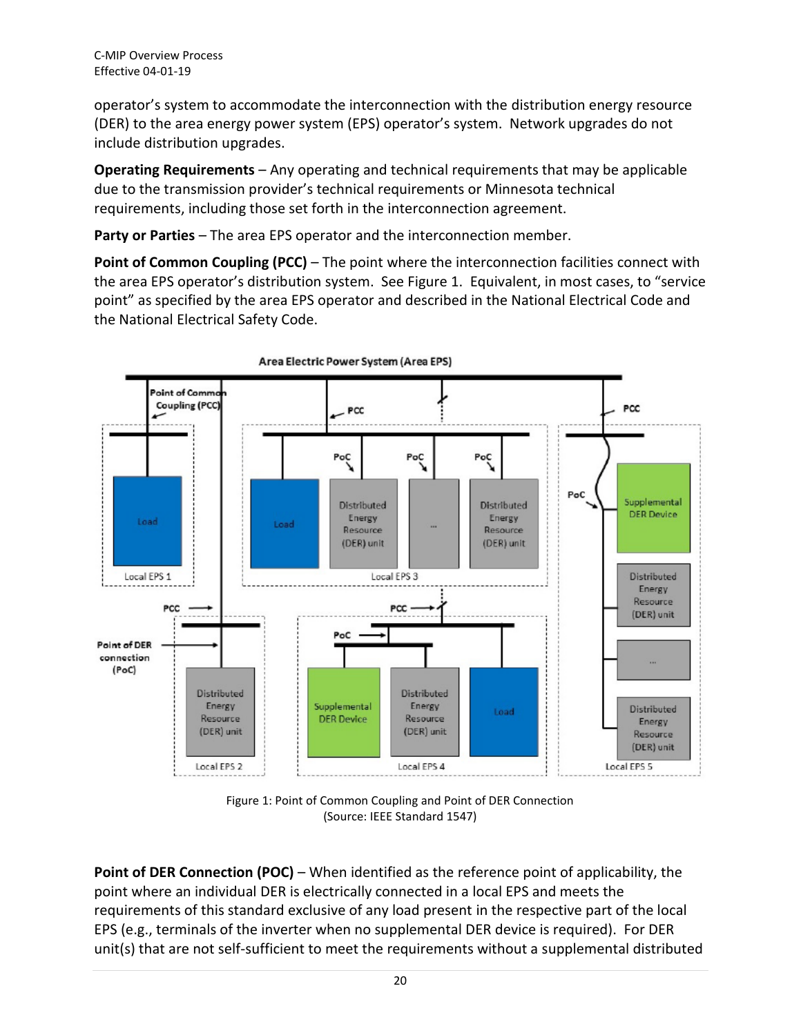operator's system to accommodate the interconnection with the distribution energy resource (DER) to the area energy power system (EPS) operator's system. Network upgrades do not include distribution upgrades.

**Operating Requirements** – Any operating and technical requirements that may be applicable due to the transmission provider's technical requirements or Minnesota technical requirements, including those set forth in the interconnection agreement.

**Party or Parties** – The area EPS operator and the interconnection member.

**Point of Common Coupling (PCC)** – The point where the interconnection facilities connect with the area EPS operator's distribution system. See Figure 1. Equivalent, in most cases, to "service point" as specified by the area EPS operator and described in the National Electrical Code and the National Electrical Safety Code.

Figure 1: Point of Common Coupling and Point of DER Connection
(Source: IEEE Standard 1547)

**Point of DER Connection (POC)** – When identified as the reference point of applicability, the point where an individual DER is electrically connected in a local EPS and meets the requirements of this standard exclusive of any load present in the respective part of the local EPS (e.g., terminals of the inverter when no supplemental DER device is required). For DER unit(s) that are not self-sufficient to meet the requirements without a supplemental distributed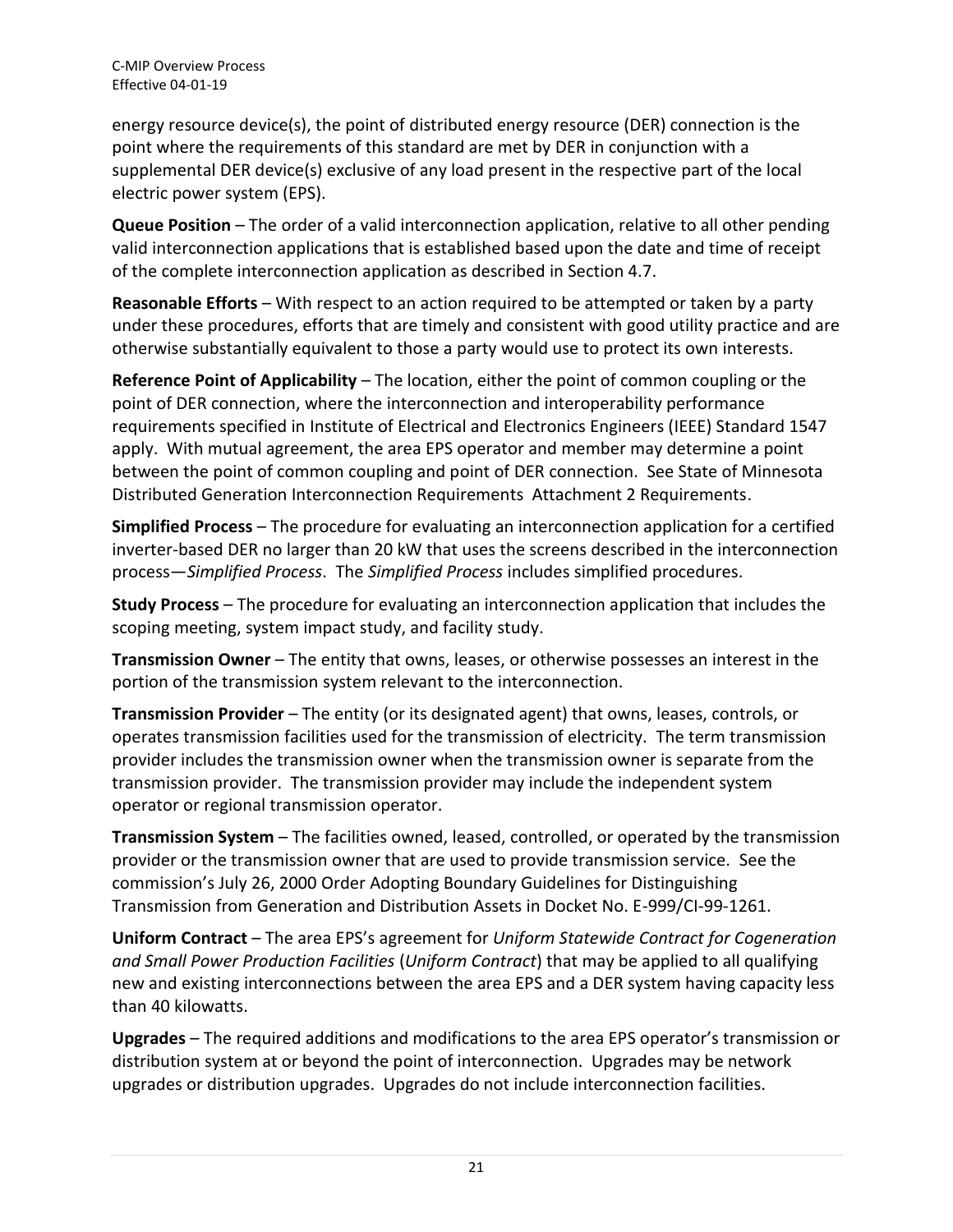energy resource device(s), the point of distributed energy resource (DER) connection is the point where the requirements of this standard are met by DER in conjunction with a supplemental DER device(s) exclusive of any load present in the respective part of the local electric power system (EPS).

**Queue Position** – The order of a valid interconnection application, relative to all other pending valid interconnection applications that is established based upon the date and time of receipt of the complete interconnection application as described in Section 4.7.

**Reasonable Efforts** – With respect to an action required to be attempted or taken by a party under these procedures, efforts that are timely and consistent with good utility practice and are otherwise substantially equivalent to those a party would use to protect its own interests.

**Reference Point of Applicability** – The location, either the point of common coupling or the point of DER connection, where the interconnection and interoperability performance requirements specified in Institute of Electrical and Electronics Engineers (IEEE) Standard 1547 apply. With mutual agreement, the area EPS operator and member may determine a point between the point of common coupling and point of DER connection. See State of Minnesota Distributed Generation Interconnection Requirements Attachment 2 Requirements.

**Simplified Process** – The procedure for evaluating an interconnection application for a certified inverter-based DER no larger than 20 kW that uses the screens described in the interconnection process—*Simplified Process*. The *Simplified Process* includes simplified procedures.

**Study Process** – The procedure for evaluating an interconnection application that includes the scoping meeting, system impact study, and facility study.

**Transmission Owner** – The entity that owns, leases, or otherwise possesses an interest in the portion of the transmission system relevant to the interconnection.

**Transmission Provider** – The entity (or its designated agent) that owns, leases, controls, or operates transmission facilities used for the transmission of electricity. The term transmission provider includes the transmission owner when the transmission owner is separate from the transmission provider. The transmission provider may include the independent system operator or regional transmission operator.

**Transmission System** – The facilities owned, leased, controlled, or operated by the transmission provider or the transmission owner that are used to provide transmission service. See the commission's July 26, 2000 Order Adopting Boundary Guidelines for Distinguishing Transmission from Generation and Distribution Assets in Docket No. E-999/CI-99-1261.

**Uniform Contract** – The area EPS's agreement for *Uniform Statewide Contract for Cogeneration and Small Power Production Facilities* (*Uniform Contract*) that may be applied to all qualifying new and existing interconnections between the area EPS and a DER system having capacity less than 40 kilowatts.

**Upgrades** – The required additions and modifications to the area EPS operator's transmission or distribution system at or beyond the point of interconnection. Upgrades may be network upgrades or distribution upgrades. Upgrades do not include interconnection facilities.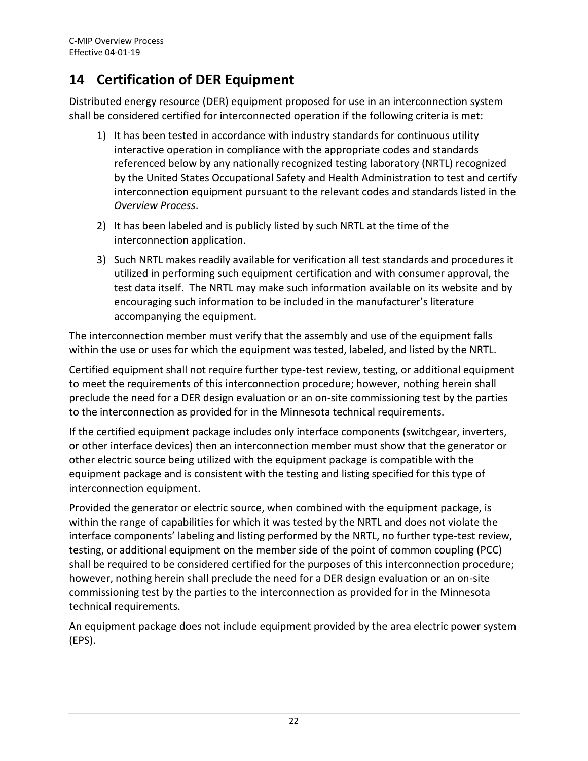# 14 Certification of DER Equipment

Distributed energy resource (DER) equipment proposed for use in an interconnection system shall be considered certified for interconnected operation if the following criteria is met:

1) It has been tested in accordance with industry standards for continuous utility interactive operation in compliance with the appropriate codes and standards referenced below by any nationally recognized testing laboratory (NRTL) recognized by the United States Occupational Safety and Health Administration to test and certify interconnection equipment pursuant to the relevant codes and standards listed in the *Overview Process*.
2) It has been labeled and is publicly listed by such NRTL at the time of the interconnection application.
3) Such NRTL makes readily available for verification all test standards and procedures it utilized in performing such equipment certification and with consumer approval, the test data itself. The NRTL may make such information available on its website and by encouraging such information to be included in the manufacturer's literature accompanying the equipment.

The interconnection member must verify that the assembly and use of the equipment falls within the use or uses for which the equipment was tested, labeled, and listed by the NRTL.

Certified equipment shall not require further type-test review, testing, or additional equipment to meet the requirements of this interconnection procedure; however, nothing herein shall preclude the need for a DER design evaluation or an on-site commissioning test by the parties to the interconnection as provided for in the Minnesota technical requirements.

If the certified equipment package includes only interface components (switchgear, inverters, or other interface devices) then an interconnection member must show that the generator or other electric source being utilized with the equipment package is compatible with the equipment package and is consistent with the testing and listing specified for this type of interconnection equipment.

Provided the generator or electric source, when combined with the equipment package, is within the range of capabilities for which it was tested by the NRTL and does not violate the interface components' labeling and listing performed by the NRTL, no further type-test review, testing, or additional equipment on the member side of the point of common coupling (PCC) shall be required to be considered certified for the purposes of this interconnection procedure; however, nothing herein shall preclude the need for a DER design evaluation or an on-site commissioning test by the parties to the interconnection as provided for in the Minnesota technical requirements.

An equipment package does not include equipment provided by the area electric power system (EPS).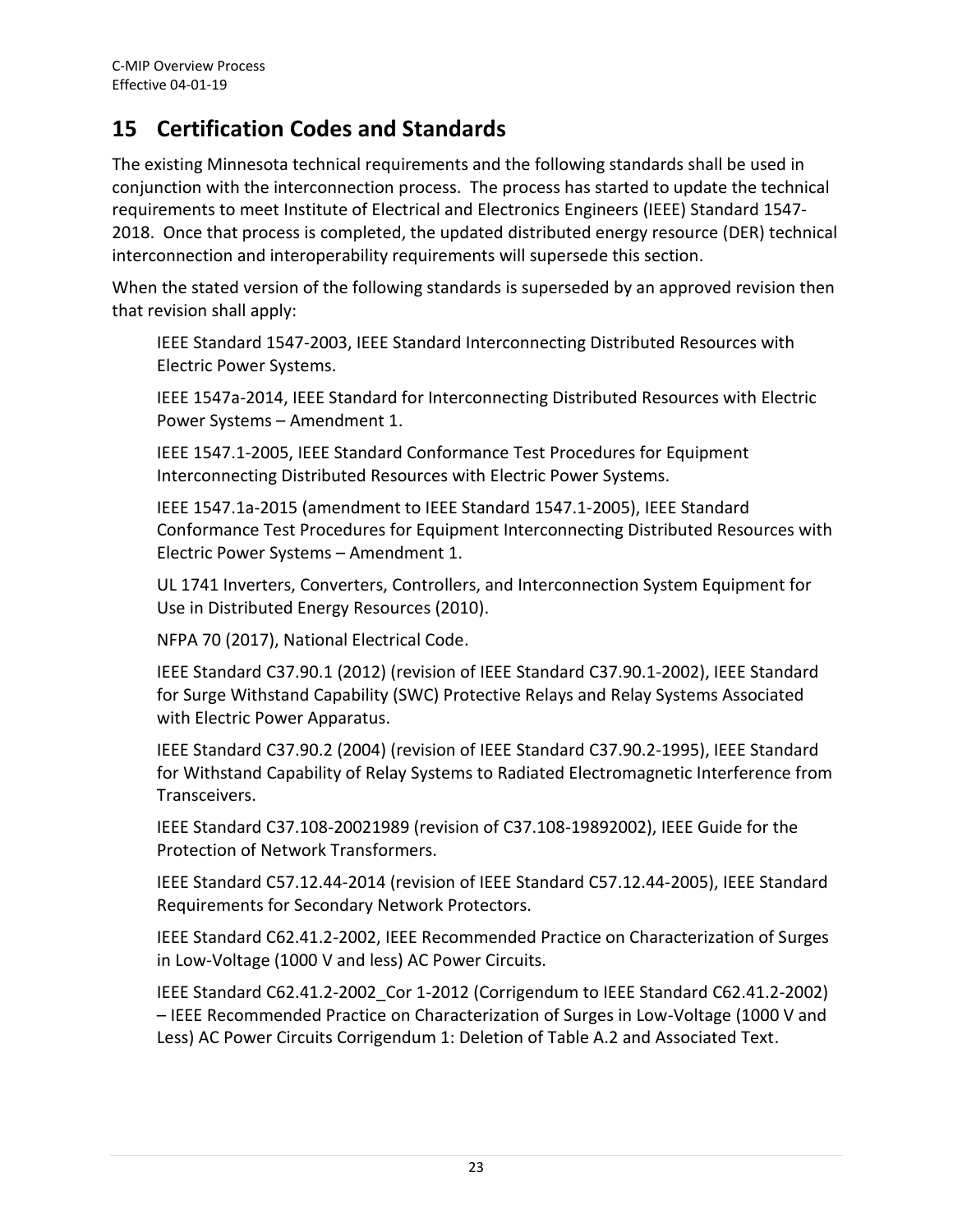## 15 Certification Codes and Standards

The existing Minnesota technical requirements and the following standards shall be used in conjunction with the interconnection process. The process has started to update the technical requirements to meet Institute of Electrical and Electronics Engineers (IEEE) Standard 1547-2018. Once that process is completed, the updated distributed energy resource (DER) technical interconnection and interoperability requirements will supersede this section.

When the stated version of the following standards is superseded by an approved revision then that revision shall apply:

IEEE Standard 1547-2003, IEEE Standard Interconnecting Distributed Resources with Electric Power Systems.

IEEE 1547a-2014, IEEE Standard for Interconnecting Distributed Resources with Electric Power Systems – Amendment 1.

IEEE 1547.1-2005, IEEE Standard Conformance Test Procedures for Equipment Interconnecting Distributed Resources with Electric Power Systems.

IEEE 1547.1a-2015 (amendment to IEEE Standard 1547.1-2005), IEEE Standard Conformance Test Procedures for Equipment Interconnecting Distributed Resources with Electric Power Systems – Amendment 1.

UL 1741 Inverters, Converters, Controllers, and Interconnection System Equipment for Use in Distributed Energy Resources (2010).

NFPA 70 (2017), National Electrical Code.

IEEE Standard C37.90.1 (2012) (revision of IEEE Standard C37.90.1-2002), IEEE Standard for Surge Withstand Capability (SWC) Protective Relays and Relay Systems Associated with Electric Power Apparatus.

IEEE Standard C37.90.2 (2004) (revision of IEEE Standard C37.90.2-1995), IEEE Standard for Withstand Capability of Relay Systems to Radiated Electromagnetic Interference from Transceivers.

IEEE Standard C37.108-20021989 (revision of C37.108-19892002), IEEE Guide for the Protection of Network Transformers.

IEEE Standard C57.12.44-2014 (revision of IEEE Standard C57.12.44-2005), IEEE Standard Requirements for Secondary Network Protectors.

IEEE Standard C62.41.2-2002, IEEE Recommended Practice on Characterization of Surges in Low-Voltage (1000 V and less) AC Power Circuits.

IEEE Standard C62.41.2-2002_Cor 1-2012 (Corrigendum to IEEE Standard C62.41.2-2002) – IEEE Recommended Practice on Characterization of Surges in Low-Voltage (1000 V and Less) AC Power Circuits Corrigendum 1: Deletion of Table A.2 and Associated Text.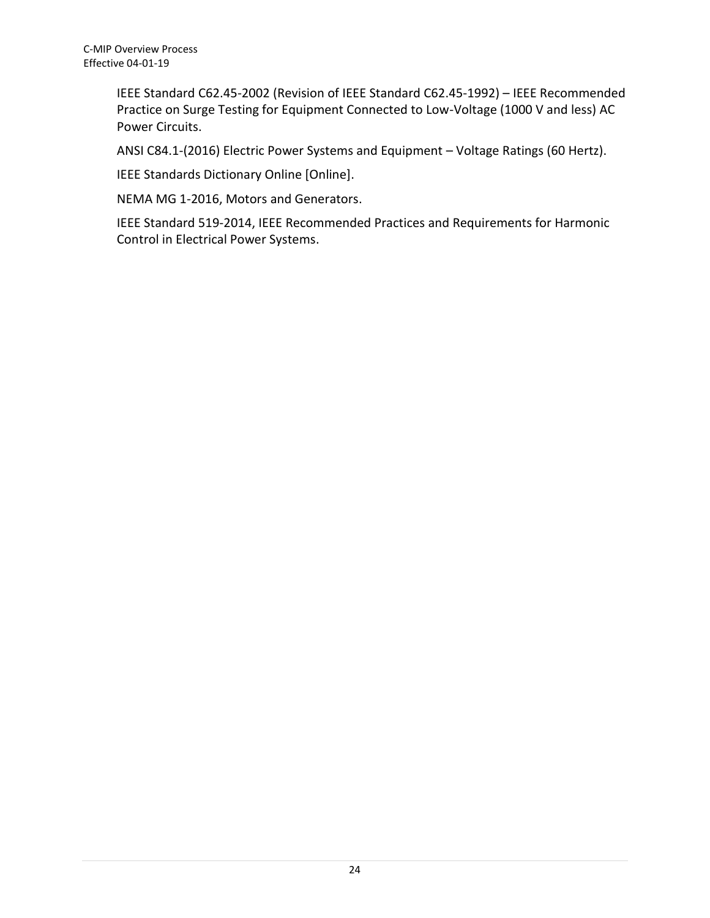IEEE Standard C62.45-2002 (Revision of IEEE Standard C62.45-1992) – IEEE Recommended Practice on Surge Testing for Equipment Connected to Low-Voltage (1000 V and less) AC Power Circuits.

ANSI C84.1-(2016) Electric Power Systems and Equipment – Voltage Ratings (60 Hertz).

IEEE Standards Dictionary Online [Online].

NEMA MG 1-2016, Motors and Generators.

IEEE Standard 519-2014, IEEE Recommended Practices and Requirements for Harmonic Control in Electrical Power Systems.